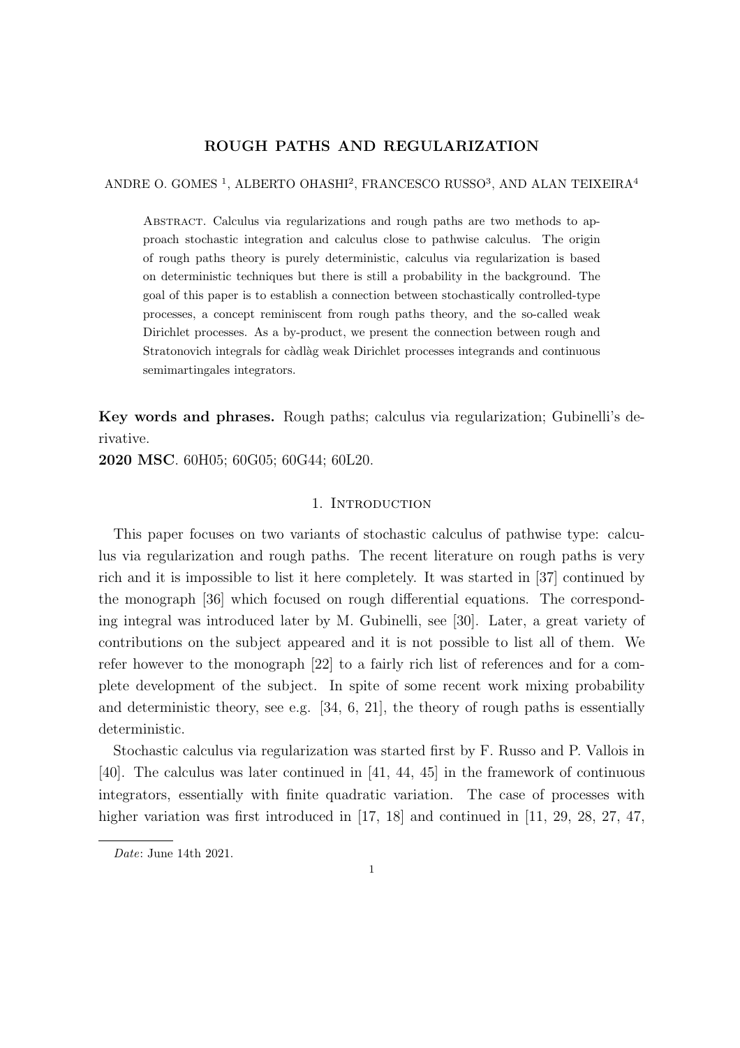# ROUGH PATHS AND REGULARIZATION

ANDRE O. GOMES [1], ALBERTO OHASHI[2], FRANCESCO RUSSO[3], AND ALAN TEIXEIRA[4]

Abstract. Calculus via regularizations and rough paths are two methods to approach stochastic integration and calculus close to pathwise calculus. The origin of rough paths theory is purely deterministic, calculus via regularization is based on deterministic techniques but there is still a probability in the background. The goal of this paper is to establish a connection between stochastically controlled-type processes, a concept reminiscent from rough paths theory, and the so-called weak Dirichlet processes. As a by-product, we present the connection between rough and Stratonovich integrals for càdlàg weak Dirichlet processes integrands and continuous semimartingales integrators.

**Key words and phrases.** Rough paths; calculus via regularization; Gubinelli's derivative.

**2020 MSC**. 60H05; 60G05; 60G44; 60L20.

## 1. Introduction

This paper focuses on two variants of stochastic calculus of pathwise type: calculus via regularization and rough paths. The recent literature on rough paths is very rich and it is impossible to list it here completely. It was started in [37] continued by the monograph [36] which focused on rough differential equations. The corresponding integral was introduced later by M. Gubinelli, see [30]. Later, a great variety of contributions on the subject appeared and it is not possible to list all of them. We refer however to the monograph [22] to a fairly rich list of references and for a complete development of the subject. In spite of some recent work mixing probability and deterministic theory, see e.g. [34, 6, 21], the theory of rough paths is essentially deterministic.

Stochastic calculus via regularization was started first by F. Russo and P. Vallois in [40]. The calculus was later continued in [41, 44, 45] in the framework of continuous integrators, essentially with finite quadratic variation. The case of processes with higher variation was first introduced in [17, 18] and continued in [11, 29, 28, 27, 47,

*Date*: June 14th 2021.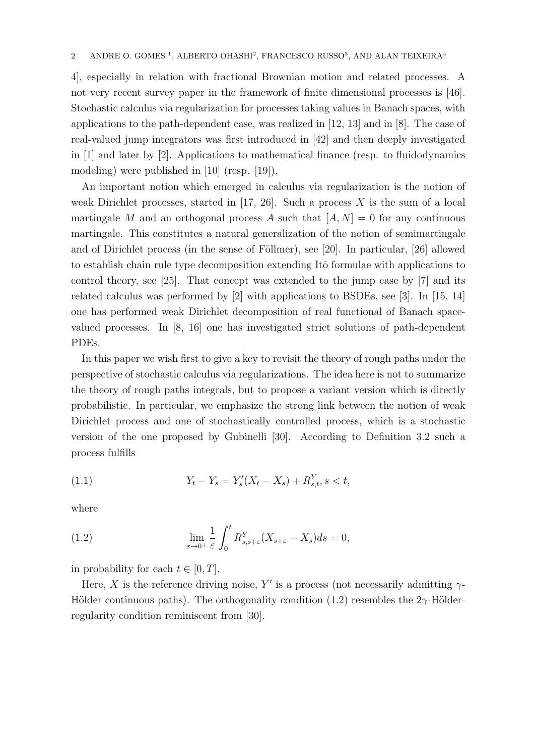4], especially in relation with fractional Brownian motion and related processes. A not very recent survey paper in the framework of finite dimensional processes is [46]. Stochastic calculus via regularization for processes taking values in Banach spaces, with applications to the path-dependent case, was realized in [12, 13] and in [8]. The case of real-valued jump integrators was first introduced in [42] and then deeply investigated in [1] and later by [2]. Applications to mathematical finance (resp. to fluidodynamics modeling) were published in [10] (resp. [19]).

An important notion which emerged in calculus via regularization is the notion of weak Dirichlet processes, started in [17, 26]. Such a process $X$ is the sum of a local martingale $M$ and an orthogonal process $A$ such that $[A, N] = 0$ for any continuous martingale. This constitutes a natural generalization of the notion of semimartingale and of Dirichlet process (in the sense of Föllmer), see [20]. In particular, [26] allowed to establish chain rule type decomposition extending Itô formulae with applications to control theory, see [25]. That concept was extended to the jump case by [7] and its related calculus was performed by [2] with applications to BSDEs, see [3]. In [15, 14] one has performed weak Dirichlet decomposition of real functional of Banach space-valued processes. In [8, 16] one has investigated strict solutions of path-dependent PDEs.

In this paper we wish first to give a key to revisit the theory of rough paths under the perspective of stochastic calculus via regularizations. The idea here is not to summarize the theory of rough paths integrals, but to propose a variant version which is directly probabilistic. In particular, we emphasize the strong link between the notion of weak Dirichlet process and one of stochastically controlled process, which is a stochastic version of the one proposed by Gubinelli [30]. According to Definition 3.2 such a process fulfills

$$Y_t - Y_s = Y'_s(X_t - X_s) + R^Y_{s,t}, s < t, \tag{1.1}$$

where

$$\lim_{\varepsilon \to 0^+} \frac{1}{\varepsilon} \int_0^t R^Y_{s,s+\varepsilon}(X_{s+\varepsilon} - X_s) ds = 0, \tag{1.2}$$

in probability for each $t \in [0, T]$.

Here, $X$ is the reference driving noise, $Y'$ is a process (not necessarily admitting $\gamma$-Hölder continuous paths). The orthogonality condition (1.2) resembles the $2\gamma$-Hölder-regularity condition reminiscent from [30].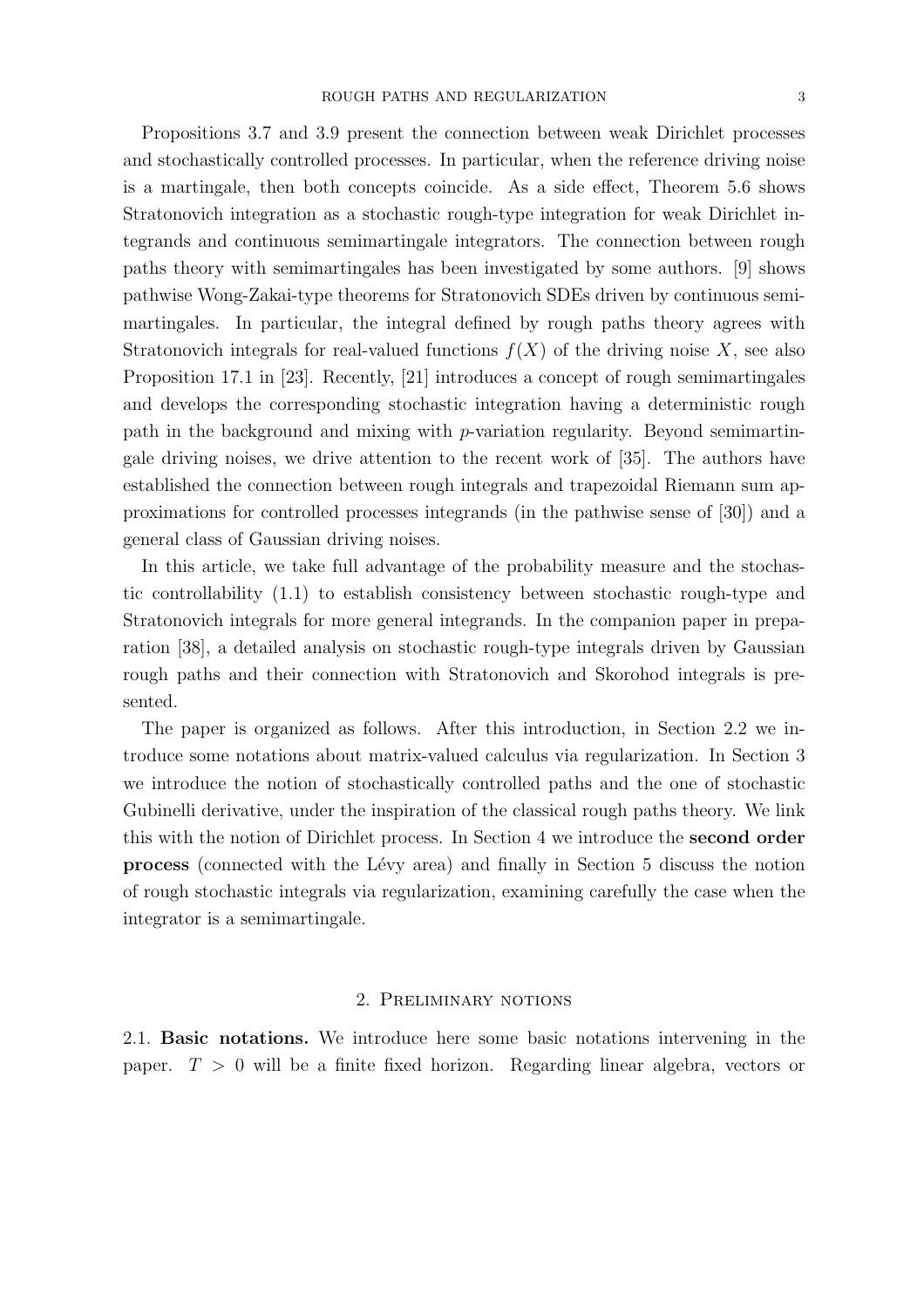Propositions 3.7 and 3.9 present the connection between weak Dirichlet processes and stochastically controlled processes. In particular, when the reference driving noise is a martingale, then both concepts coincide. As a side effect, Theorem 5.6 shows Stratonovich integration as a stochastic rough-type integration for weak Dirichlet integrands and continuous semimartingale integrators. The connection between rough paths theory with semimartingales has been investigated by some authors. [9] shows pathwise Wong-Zakai-type theorems for Stratonovich SDEs driven by continuous semimartingales. In particular, the integral defined by rough paths theory agrees with Stratonovich integrals for real-valued functions $f(X)$ of the driving noise $X$, see also Proposition 17.1 in [23]. Recently, [21] introduces a concept of rough semimartingales and develops the corresponding stochastic integration having a deterministic rough path in the background and mixing with $p$-variation regularity. Beyond semimartingale driving noises, we drive attention to the recent work of [35]. The authors have established the connection between rough integrals and trapezoidal Riemann sum approximations for controlled processes integrands (in the pathwise sense of [30]) and a general class of Gaussian driving noises.

In this article, we take full advantage of the probability measure and the stochastic controllability (1.1) to establish consistency between stochastic rough-type and Stratonovich integrals for more general integrands. In the companion paper in preparation [38], a detailed analysis on stochastic rough-type integrals driven by Gaussian rough paths and their connection with Stratonovich and Skorohod integrals is presented.

The paper is organized as follows. After this introduction, in Section 2.2 we introduce some notations about matrix-valued calculus via regularization. In Section 3 we introduce the notion of stochastically controlled paths and the one of stochastic Gubinelli derivative, under the inspiration of the classical rough paths theory. We link this with the notion of Dirichlet process. In Section 4 we introduce the **second order process** (connected with the Lévy area) and finally in Section 5 discuss the notion of rough stochastic integrals via regularization, examining carefully the case when the integrator is a semimartingale.

## 2. Preliminary notions

### 2.1. Basic notations.

We introduce here some basic notations intervening in the paper. $T > 0$ will be a finite fixed horizon. Regarding linear algebra, vectors or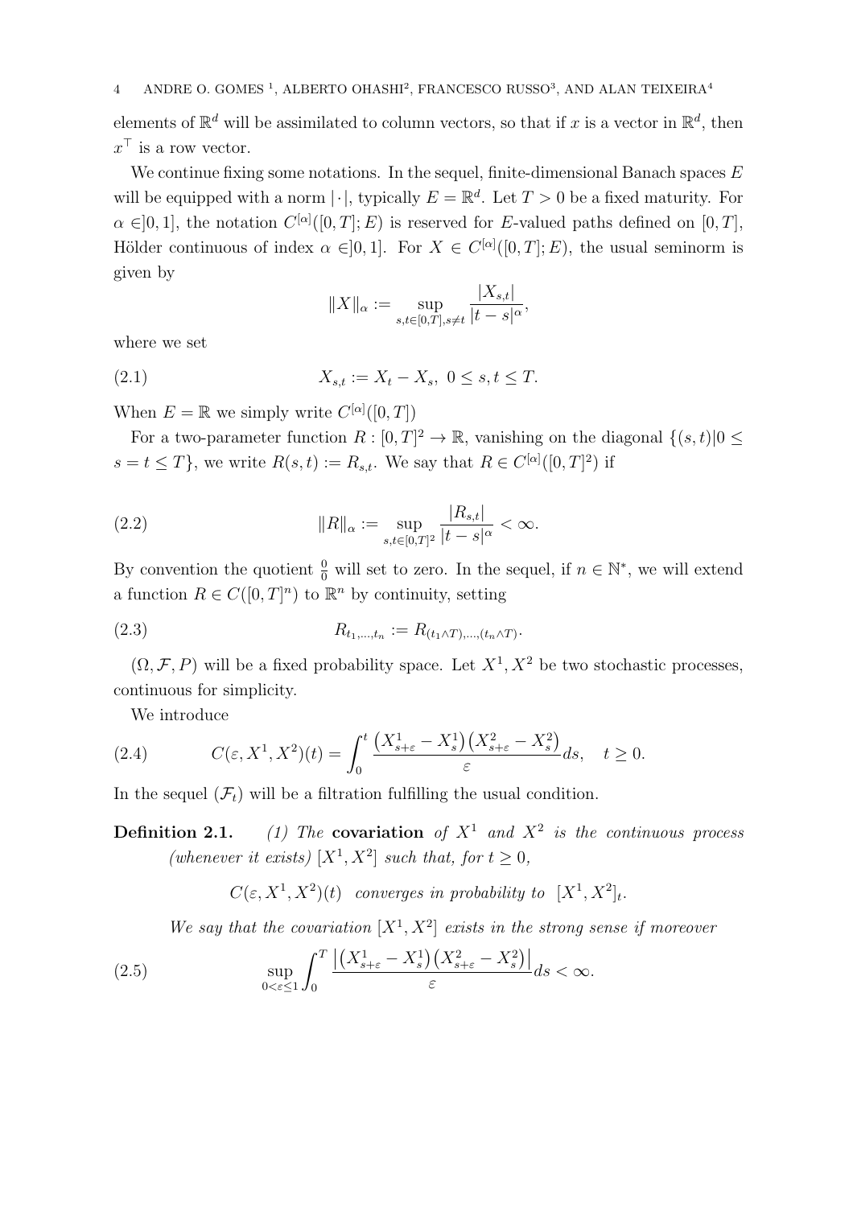elements of $\mathbb{R}^d$ will be assimilated to column vectors, so that if $x$ is a vector in $\mathbb{R}^d$, then $x^\top$ is a row vector.

We continue fixing some notations. In the sequel, finite-dimensional Banach spaces $E$ will be equipped with a norm $|\cdot|$, typically $E = \mathbb{R}^d$. Let $T > 0$ be a fixed maturity. For $\alpha \in ]0,1]$, the notation $C^{[\alpha]}([0,T];E)$ is reserved for $E$-valued paths defined on $[0,T]$, Hölder continuous of index $\alpha \in ]0,1]$. For $X \in C^{[\alpha]}([0,T];E)$, the usual seminorm is given by

$$\|X\|_\alpha := \sup_{s,t\in[0,T], s\neq t} \frac{|X_{s,t}|}{|t-s|^\alpha},$$

where we set

$$X_{s,t} := X_t - X_s, \ 0 \le s,t \le T. \tag{2.1}$$

When $E = \mathbb{R}$ we simply write $C^{[\alpha]}([0,T])$

For a two-parameter function $R : [0,T]^2 \to \mathbb{R}$, vanishing on the diagonal $\{(s,t)|0 \le s = t \le T\}$, we write $R(s,t) := R_{s,t}$. We say that $R \in C^{[\alpha]}([0,T]^2)$ if

$$\|R\|_\alpha := \sup_{s,t\in[0,T]^2} \frac{|R_{s,t}|}{|t-s|^\alpha} < \infty. \tag{2.2}$$

By convention the quotient $\frac{0}{0}$ will set to zero. In the sequel, if $n \in \mathbb{N}^*$, we will extend a function $R \in C([0,T]^n)$ to $\mathbb{R}^n$ by continuity, setting

$$R_{t_1,\dots,t_n} := R_{(t_1\wedge T),\dots,(t_n\wedge T)}. \tag{2.3}$$

$(\Omega, \mathcal{F}, P)$ will be a fixed probability space. Let $X^1, X^2$ be two stochastic processes, continuous for simplicity.

We introduce

$$C(\varepsilon, X^1, X^2)(t) = \int_0^t \frac{\left(X^1_{s+\varepsilon} - X^1_s\right)\left(X^2_{s+\varepsilon} - X^2_s\right)}{\varepsilon} ds, \quad t \ge 0. \tag{2.4}$$

In the sequel $(\mathcal{F}_t)$ will be a filtration fulfilling the usual condition.

**Definition 2.1.** *(1) The* **covariation** *of $X^1$ and $X^2$ is the continuous process (whenever it exists) $[X^1, X^2]$ such that, for $t \ge 0$,*

$$C(\varepsilon, X^1, X^2)(t) \ \text{ converges in probability to } \ [X^1, X^2]_t.$$

*We say that the covariation $[X^1, X^2]$ exists in the strong sense if moreover*

$$\sup_{0<\varepsilon\le 1} \int_0^T \frac{\left|\left(X^1_{s+\varepsilon} - X^1_s\right)\left(X^2_{s+\varepsilon} - X^2_s\right)\right|}{\varepsilon} ds < \infty. \tag{2.5}$$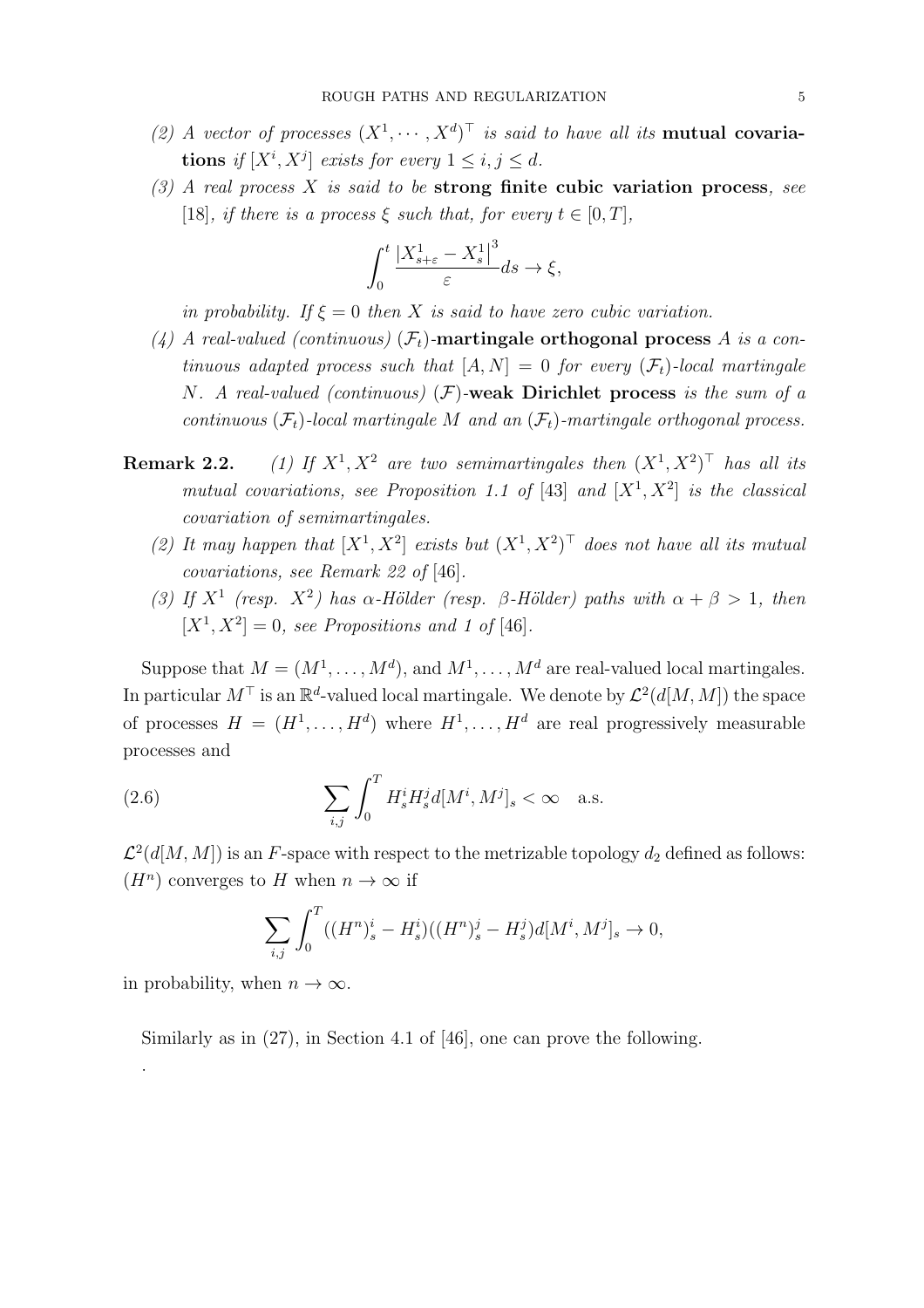(2) *A vector of processes* $(X^1, \cdots, X^d)^\top$ *is said to have all its* **mutual covariations** *if* $[X^i, X^j]$ *exists for every* $1 \le i, j \le d$.

(3) *A real process* $X$ *is said to be* **strong finite cubic variation process**, *see* [18], *if there is a process* $\xi$ *such that, for every* $t \in [0, T]$,

$$\int_0^t \frac{|X^1_{s+\varepsilon} - X^1_s|^3}{\varepsilon} ds \to \xi,$$

*in probability. If* $\xi = 0$ *then* $X$ *is said to have zero cubic variation.*

(4) *A real-valued (continuous)* $(\mathcal{F}_t)$-**martingale orthogonal process** $A$ *is a continuous adapted process such that* $[A, N] = 0$ *for every* $(\mathcal{F}_t)$*-local martingale* $N$. *A real-valued (continuous)* $(\mathcal{F})$-**weak Dirichlet process** *is the sum of a continuous* $(\mathcal{F}_t)$*-local martingale* $M$ *and an* $(\mathcal{F}_t)$*-martingale orthogonal process.*

**Remark 2.2.** (1) *If* $X^1, X^2$ *are two semimartingales then* $(X^1, X^2)^\top$ *has all its mutual covariations, see Proposition 1.1 of* [43] *and* $[X^1, X^2]$ *is the classical covariation of semimartingales.*

(2) *It may happen that* $[X^1, X^2]$ *exists but* $(X^1, X^2)^\top$ *does not have all its mutual covariations, see Remark 22 of* [46].

(3) *If* $X^1$ *(resp.* $X^2$*) has* $\alpha$*-Hölder (resp.* $\beta$*-Hölder) paths with* $\alpha + \beta > 1$, *then* $[X^1, X^2] = 0$, *see Propositions and 1 of* [46].

Suppose that $M = (M^1, \ldots, M^d)$, and $M^1, \ldots, M^d$ are real-valued local martingales. In particular $M^\top$ is an $\mathbb{R}^d$-valued local martingale. We denote by $\mathcal{L}^2(d[M, M])$ the space of processes $H = (H^1, \ldots, H^d)$ where $H^1, \ldots, H^d$ are real progressively measurable processes and

$$\sum_{i,j} \int_0^T H^i_s H^j_s d[M^i, M^j]_s < \infty \quad \text{a.s.} \tag{2.6}$$

$\mathcal{L}^2(d[M, M])$ is an $F$-space with respect to the metrizable topology $d_2$ defined as follows: $(H^n)$ converges to $H$ when $n \to \infty$ if

$$\sum_{i,j} \int_0^T ((H^n)^i_s - H^i_s)((H^n)^j_s - H^j_s) d[M^i, M^j]_s \to 0,$$

in probability, when $n \to \infty$.

Similarly as in (27), in Section 4.1 of [46], one can prove the following.

.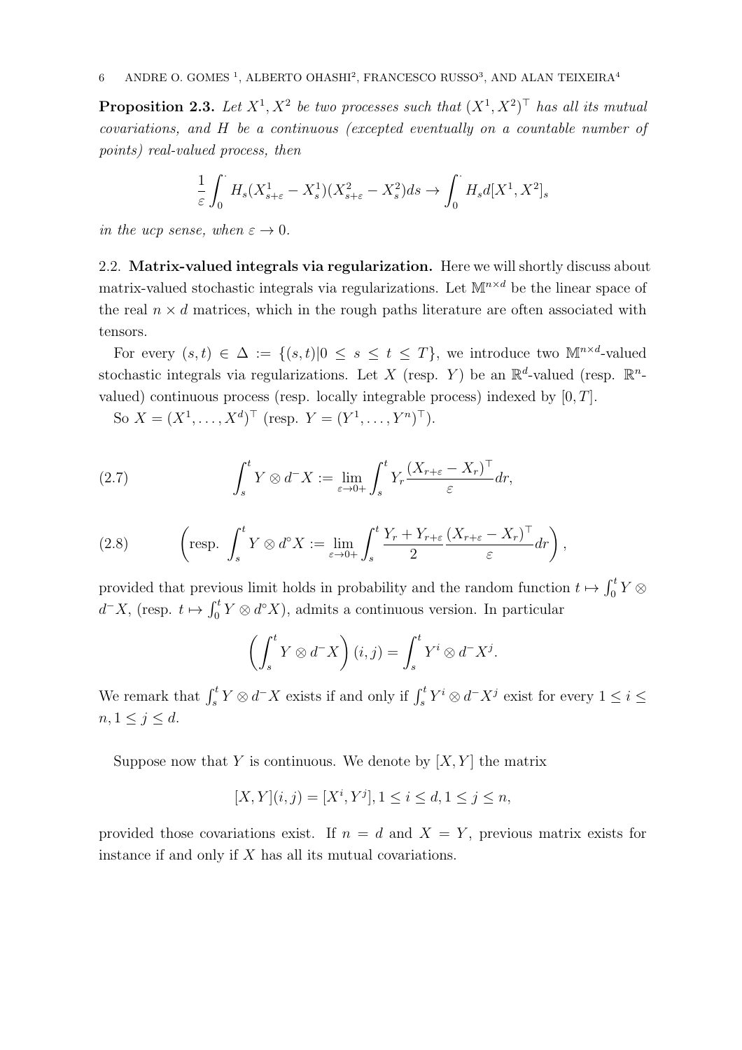**Proposition 2.3.** *Let $X^1, X^2$ be two processes such that $(X^1, X^2)^\top$ has all its mutual covariations, and $H$ be a continuous (excepted eventually on a countable number of points) real-valued process, then*

$$\frac{1}{\varepsilon}\int_0^{\cdot} H_s(X^1_{s+\varepsilon} - X^1_s)(X^2_{s+\varepsilon} - X^2_s)ds \to \int_0^{\cdot} H_s d[X^1, X^2]_s$$

*in the ucp sense, when $\varepsilon \to 0$.*

## 2.2. Matrix-valued integrals via regularization.

Here we will shortly discuss about matrix-valued stochastic integrals via regularizations. Let $\mathbb{M}^{n\times d}$ be the linear space of the real $n \times d$ matrices, which in the rough paths literature are often associated with tensors.

For every $(s,t) \in \Delta := \{(s,t) | 0 \leq s \leq t \leq T\}$, we introduce two $\mathbb{M}^{n\times d}$-valued stochastic integrals via regularizations. Let $X$ (resp. $Y$) be an $\mathbb{R}^d$-valued (resp. $\mathbb{R}^n$-valued) continuous process (resp. locally integrable process) indexed by $[0,T]$.

So $X = (X^1, \ldots, X^d)^\top$ (resp. $Y = (Y^1, \ldots, Y^n)^\top$).

$$\int_s^t Y \otimes d^- X := \lim_{\varepsilon \to 0+} \int_s^t Y_r \frac{(X_{r+\varepsilon} - X_r)^\top}{\varepsilon} dr, \tag{2.7}$$

$$\left(\text{resp. } \int_s^t Y \otimes d^\circ X := \lim_{\varepsilon \to 0+} \int_s^t \frac{Y_r + Y_{r+\varepsilon}}{2} \frac{(X_{r+\varepsilon} - X_r)^\top}{\varepsilon} dr\right), \tag{2.8}$$

provided that previous limit holds in probability and the random function $t \mapsto \int_0^t Y \otimes d^- X$, (resp. $t \mapsto \int_0^t Y \otimes d^\circ X$), admits a continuous version. In particular

$$\left(\int_s^t Y \otimes d^- X\right)(i,j) = \int_s^t Y^i \otimes d^- X^j.$$

We remark that $\int_s^t Y \otimes d^- X$ exists if and only if $\int_s^t Y^i \otimes d^- X^j$ exist for every $1 \leq i \leq n, 1 \leq j \leq d$.

Suppose now that $Y$ is continuous. We denote by $[X, Y]$ the matrix

$$[X, Y](i,j) = [X^i, Y^j], 1 \leq i \leq d, 1 \leq j \leq n,$$

provided those covariations exist. If $n = d$ and $X = Y$, previous matrix exists for instance if and only if $X$ has all its mutual covariations.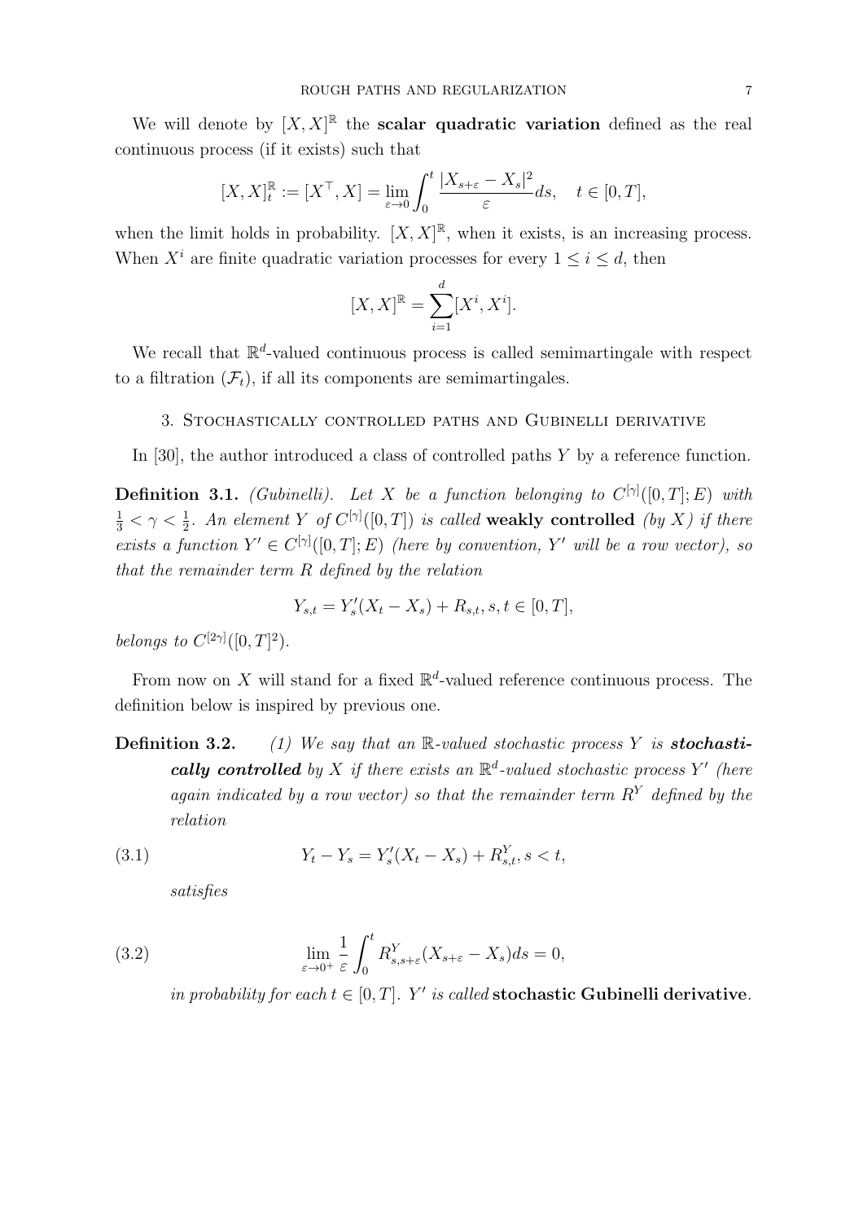We will denote by $[X, X]^{\mathbb{R}}$ the **scalar quadratic variation** defined as the real continuous process (if it exists) such that

$$[X, X]^{\mathbb{R}}_t := [X^\top, X] = \lim_{\varepsilon \to 0} \int_0^t \frac{|X_{s+\varepsilon} - X_s|^2}{\varepsilon} ds, \quad t \in [0, T],$$

when the limit holds in probability. $[X, X]^{\mathbb{R}}$, when it exists, is an increasing process. When $X^i$ are finite quadratic variation processes for every $1 \leq i \leq d$, then

$$[X, X]^{\mathbb{R}} = \sum_{i=1}^{d} [X^i, X^i].$$

We recall that $\mathbb{R}^d$-valued continuous process is called semimartingale with respect to a filtration $(\mathcal{F}_t)$, if all its components are semimartingales.

## 3. Stochastically controlled paths and Gubinelli derivative

In [30], the author introduced a class of controlled paths $Y$ by a reference function.

**Definition 3.1.** *(Gubinelli). Let $X$ be a function belonging to $C^{[\gamma]}([0, T]; E)$ with $\frac{1}{3} < \gamma < \frac{1}{2}$. An element $Y$ of $C^{[\gamma]}([0, T])$ is called* **weakly controlled** *(by $X$) if there exists a function $Y' \in C^{[\gamma]}([0, T]; E)$ (here by convention, $Y'$ will be a row vector), so that the remainder term $R$ defined by the relation*

$$Y_{s,t} = Y'_s(X_t - X_s) + R_{s,t}, s, t \in [0, T],$$

*belongs to $C^{[2\gamma]}([0, T]^2)$.*

From now on $X$ will stand for a fixed $\mathbb{R}^d$-valued reference continuous process. The definition below is inspired by previous one.

**Definition 3.2.** *(1) We say that an $\mathbb{R}$-valued stochastic process $Y$ is* ***stochastically controlled*** *by $X$ if there exists an $\mathbb{R}^d$-valued stochastic process $Y'$ (here again indicated by a row vector) so that the remainder term $R^Y$ defined by the relation*

$$Y_t - Y_s = Y'_s(X_t - X_s) + R^Y_{s,t}, s < t, \tag{3.1}$$

*satisfies*

$$\lim_{\varepsilon \to 0^+} \frac{1}{\varepsilon} \int_0^t R^Y_{s,s+\varepsilon}(X_{s+\varepsilon} - X_s) ds = 0, \tag{3.2}$$

*in probability for each $t \in [0, T]$. $Y'$ is called* **stochastic Gubinelli derivative**.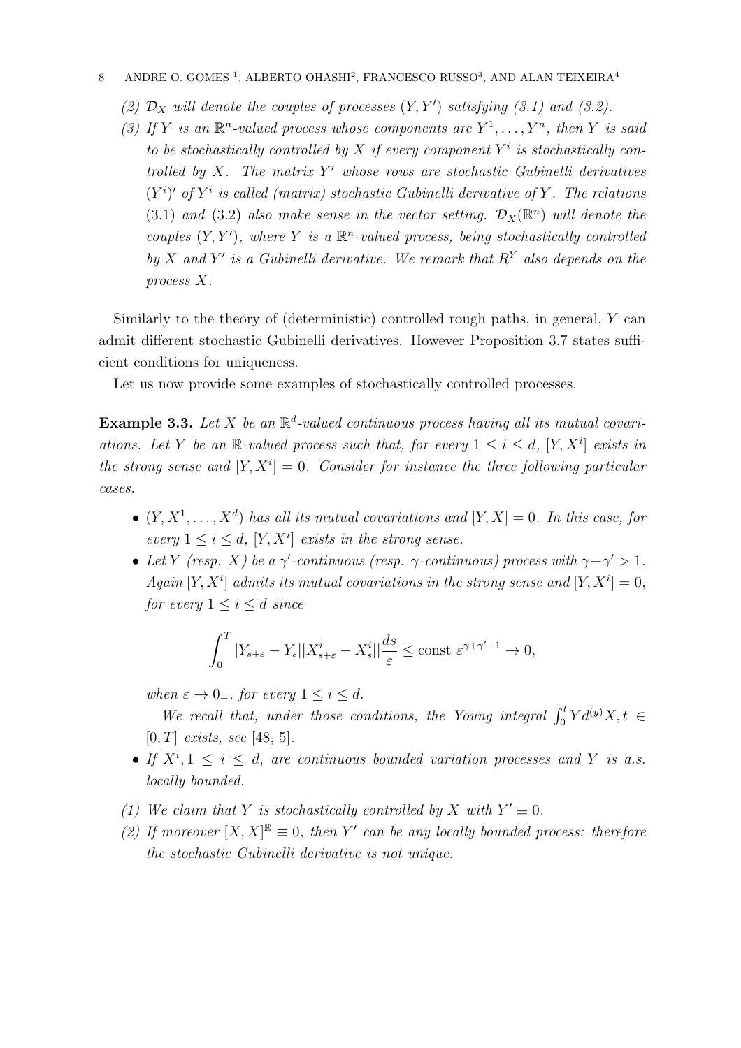(2) *$\mathcal{D}_X$ will denote the couples of processes $(Y, Y')$ satisfying (3.1) and (3.2).*

(3) *If $Y$ is an $\mathbb{R}^n$-valued process whose components are $Y^1, \ldots, Y^n$, then $Y$ is said to be stochastically controlled by $X$ if every component $Y^i$ is stochastically controlled by $X$. The matrix $Y'$ whose rows are stochastic Gubinelli derivatives $(Y^i)'$ of $Y^i$ is called (matrix) stochastic Gubinelli derivative of $Y$. The relations* (3.1) *and* (3.2) *also make sense in the vector setting. $\mathcal{D}_X(\mathbb{R}^n)$ will denote the couples $(Y, Y')$, where $Y$ is a $\mathbb{R}^n$-valued process, being stochastically controlled by $X$ and $Y'$ is a Gubinelli derivative. We remark that $R^Y$ also depends on the process $X$.*

Similarly to the theory of (deterministic) controlled rough paths, in general, $Y$ can admit different stochastic Gubinelli derivatives. However Proposition 3.7 states sufficient conditions for uniqueness.

Let us now provide some examples of stochastically controlled processes.

**Example 3.3.** *Let $X$ be an $\mathbb{R}^d$-valued continuous process having all its mutual covariations. Let $Y$ be an $\mathbb{R}$-valued process such that, for every $1 \leq i \leq d$, $[Y, X^i]$ exists in the strong sense and $[Y, X^i] = 0$. Consider for instance the three following particular cases.*

- *$(Y, X^1, \ldots, X^d)$ has all its mutual covariations and $[Y, X] = 0$. In this case, for every $1 \leq i \leq d$, $[Y, X^i]$ exists in the strong sense.*
- *Let $Y$ (resp. $X$) be a $\gamma'$-continuous (resp. $\gamma$-continuous) process with $\gamma + \gamma' > 1$. Again $[Y, X^i]$ admits its mutual covariations in the strong sense and $[Y, X^i] = 0$, for every $1 \leq i \leq d$ since*

$$\int_0^T |Y_{s+\varepsilon} - Y_s||X^i_{s+\varepsilon} - X^i_s|| \frac{ds}{\varepsilon} \leq \text{const } \varepsilon^{\gamma+\gamma'-1} \to 0,$$

  *when $\varepsilon \to 0_+$, for every $1 \leq i \leq d$.*

  *We recall that, under those conditions, the Young integral $\int_0^t Y d^{(y)} X, t \in [0, T]$ exists, see [48, 5].*
- *If $X^i, 1 \leq i \leq d$, are continuous bounded variation processes and $Y$ is a.s. locally bounded.*

(1) *We claim that $Y$ is stochastically controlled by $X$ with $Y' \equiv 0$.*

(2) *If moreover $[X, X]^{\mathbb{R}} \equiv 0$, then $Y'$ can be any locally bounded process: therefore the stochastic Gubinelli derivative is not unique.*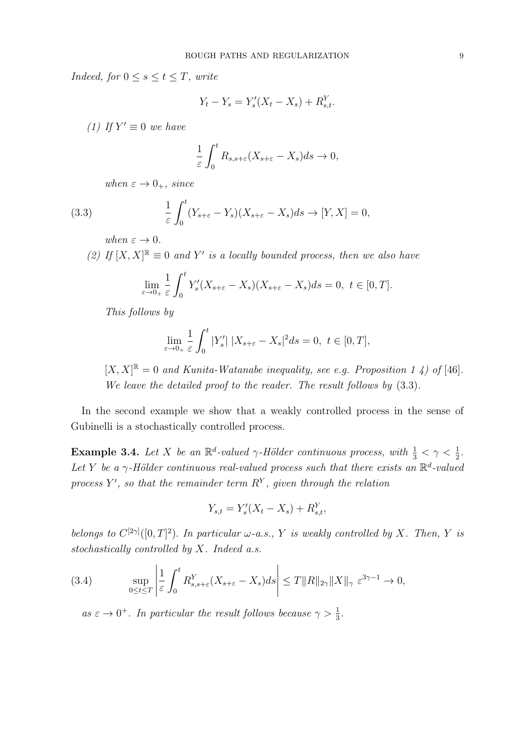*Indeed, for $0 \leq s \leq t \leq T$, write*

$$Y_t - Y_s = Y'_s(X_t - X_s) + R^Y_{s,t}.$$

(1) *If $Y' \equiv 0$ we have*

$$\frac{1}{\varepsilon}\int_0^t R_{s,s+\varepsilon}(X_{s+\varepsilon} - X_s)ds \to 0,$$

*when $\varepsilon \to 0_+$, since*

$$\frac{1}{\varepsilon}\int_0^t (Y_{s+\varepsilon} - Y_s)(X_{s+\varepsilon} - X_s)ds \to [Y, X] = 0, \tag{3.3}$$

*when $\varepsilon \to 0$.*

(2) *If $[X, X]^{\mathbb{R}} \equiv 0$ and $Y'$ is a locally bounded process, then we also have*

$$\lim_{\varepsilon \to 0_+} \frac{1}{\varepsilon}\int_0^t Y'_s(X_{s+\varepsilon} - X_s)(X_{s+\varepsilon} - X_s)ds = 0, \ t \in [0, T].$$

*This follows by*

$$\lim_{\varepsilon \to 0_+} \frac{1}{\varepsilon}\int_0^t |Y'_s| \ |X_{s+\varepsilon} - X_s|^2 ds = 0, \ t \in [0, T],$$

*$[X, X]^{\mathbb{R}} = 0$ and Kunita-Watanabe inequality, see e.g. Proposition 1 4) of* [46]. *We leave the detailed proof to the reader. The result follows by* (3.3).

In the second example we show that a weakly controlled process in the sense of Gubinelli is a stochastically controlled process.

**Example 3.4.** *Let $X$ be an $\mathbb{R}^d$-valued $\gamma$-Hölder continuous process, with $\frac{1}{3} < \gamma < \frac{1}{2}$. Let $Y$ be a $\gamma$-Hölder continuous real-valued process such that there exists an $\mathbb{R}^d$-valued process $Y'$, so that the remainder term $R^Y$, given through the relation*

$$Y_{s,t} = Y'_s(X_t - X_s) + R^Y_{s,t},$$

*belongs to $C^{[2\gamma]}([0, T]^2)$. In particular $\omega$-a.s., $Y$ is weakly controlled by $X$. Then, $Y$ is stochastically controlled by $X$. Indeed a.s.*

$$\sup_{0 \leq t \leq T} \left| \frac{1}{\varepsilon}\int_0^t R^Y_{s,s+\varepsilon}(X_{s+\varepsilon} - X_s)ds \right| \leq T\|R\|_{2\gamma}\|X\|_{\gamma} \ \varepsilon^{3\gamma - 1} \to 0, \tag{3.4}$$

*as $\varepsilon \to 0^+$. In particular the result follows because $\gamma > \frac{1}{3}$.*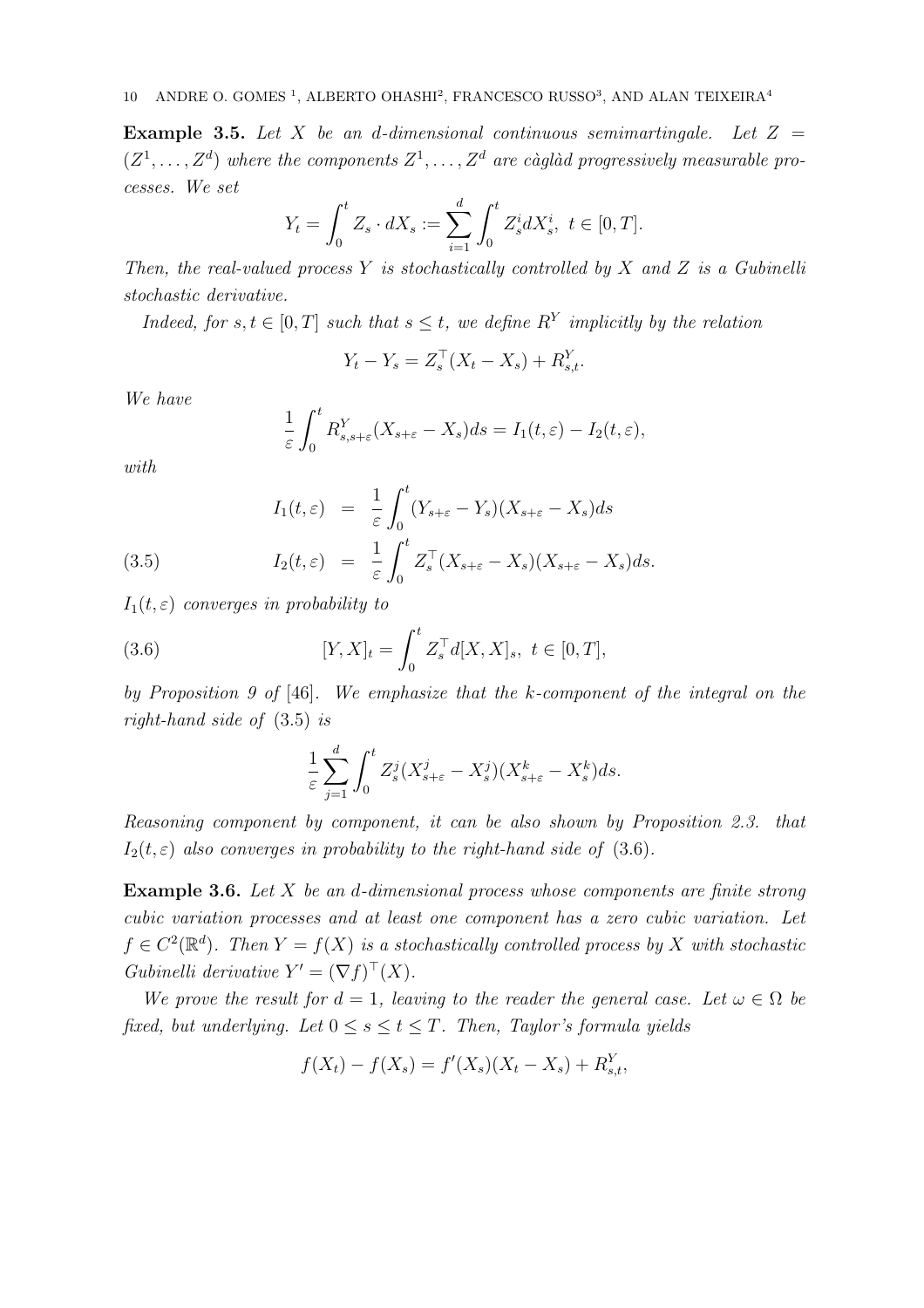**Example 3.5.** *Let $X$ be an $d$-dimensional continuous semimartingale. Let $Z = (Z^1, \ldots, Z^d)$ where the components $Z^1, \ldots, Z^d$ are càglàd progressively measurable processes. We set*

$$Y_t = \int_0^t Z_s \cdot dX_s := \sum_{i=1}^d \int_0^t Z_s^i dX_s^i, \ t \in [0, T].$$

*Then, the real-valued process $Y$ is stochastically controlled by $X$ and $Z$ is a Gubinelli stochastic derivative.*

*Indeed, for $s, t \in [0, T]$ such that $s \le t$, we define $R^Y$ implicitly by the relation*

$$Y_t - Y_s = Z_s^\top (X_t - X_s) + R_{s,t}^Y.$$

*We have*

$$\frac{1}{\varepsilon} \int_0^t R_{s,s+\varepsilon}^Y (X_{s+\varepsilon} - X_s) ds = I_1(t, \varepsilon) - I_2(t, \varepsilon),$$

*with*

$$\begin{aligned} I_1(t, \varepsilon) &= \frac{1}{\varepsilon} \int_0^t (Y_{s+\varepsilon} - Y_s)(X_{s+\varepsilon} - X_s) ds \\ I_2(t, \varepsilon) &= \frac{1}{\varepsilon} \int_0^t Z_s^\top (X_{s+\varepsilon} - X_s)(X_{s+\varepsilon} - X_s) ds. \end{aligned} \tag{3.5}$$

*$I_1(t, \varepsilon)$ converges in probability to*

$$[Y, X]_t = \int_0^t Z_s^\top d[X, X]_s, \ t \in [0, T], \tag{3.6}$$

*by Proposition 9 of [46]. We emphasize that the k-component of the integral on the right-hand side of (3.5) is*

$$\frac{1}{\varepsilon} \sum_{j=1}^d \int_0^t Z_s^j (X_{s+\varepsilon}^j - X_s^j)(X_{s+\varepsilon}^k - X_s^k) ds.$$

*Reasoning component by component, it can be also shown by Proposition 2.3. that $I_2(t, \varepsilon)$ also converges in probability to the right-hand side of (3.6).*

**Example 3.6.** *Let $X$ be an $d$-dimensional process whose components are finite strong cubic variation processes and at least one component has a zero cubic variation. Let $f \in C^2(\mathbb{R}^d)$. Then $Y = f(X)$ is a stochastically controlled process by $X$ with stochastic Gubinelli derivative $Y' = (\nabla f)^\top (X)$.*

*We prove the result for $d = 1$, leaving to the reader the general case. Let $\omega \in \Omega$ be fixed, but underlying. Let $0 \le s \le t \le T$. Then, Taylor's formula yields*

$$f(X_t) - f(X_s) = f'(X_s)(X_t - X_s) + R_{s,t}^Y,$$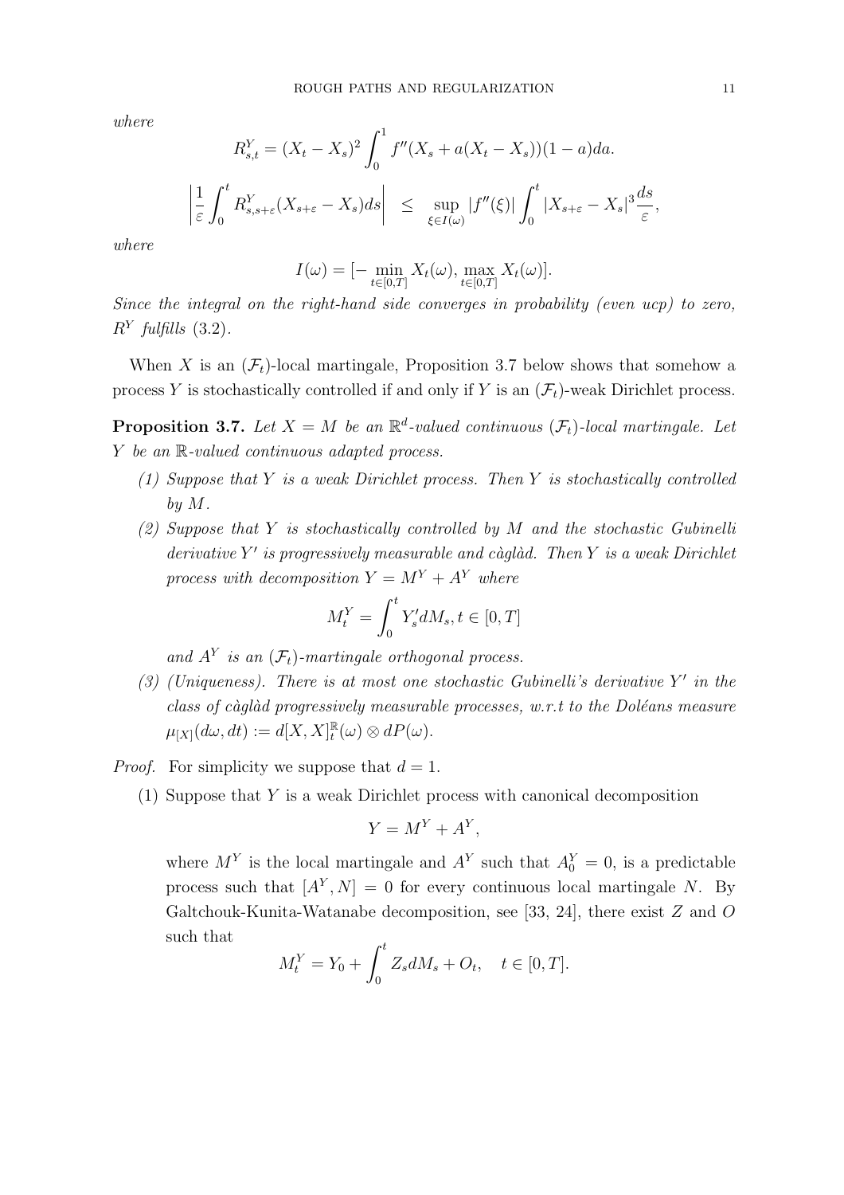*where*

$$R^Y_{s,t} = (X_t - X_s)^2 \int_0^1 f''(X_s + a(X_t - X_s))(1-a)da.$$

$$\left| \frac{1}{\varepsilon} \int_0^t R^Y_{s,s+\varepsilon}(X_{s+\varepsilon} - X_s) ds \right| \leq \sup_{\xi \in I(\omega)} |f''(\xi)| \int_0^t |X_{s+\varepsilon} - X_s|^3 \frac{ds}{\varepsilon},$$

*where*

$$I(\omega) = [-\min_{t\in[0,T]} X_t(\omega), \max_{t\in[0,T]} X_t(\omega)].$$

*Since the integral on the right-hand side converges in probability (even ucp) to zero, $R^Y$ fulfills* (3.2).

When $X$ is an $(\mathcal{F}_t)$-local martingale, Proposition 3.7 below shows that somehow a process $Y$ is stochastically controlled if and only if $Y$ is an $(\mathcal{F}_t)$-weak Dirichlet process.

**Proposition 3.7.** *Let $X = M$ be an $\mathbb{R}^d$-valued continuous $(\mathcal{F}_t)$-local martingale. Let $Y$ be an $\mathbb{R}$-valued continuous adapted process.*

1. *Suppose that $Y$ is a weak Dirichlet process. Then $Y$ is stochastically controlled by $M$.*
2. *Suppose that $Y$ is stochastically controlled by $M$ and the stochastic Gubinelli derivative $Y'$ is progressively measurable and càglàd. Then $Y$ is a weak Dirichlet process with decomposition $Y = M^Y + A^Y$ where*
$$M^Y_t = \int_0^t Y'_s dM_s, t \in [0,T]$$
*and $A^Y$ is an $(\mathcal{F}_t)$-martingale orthogonal process.*
3. *(Uniqueness). There is at most one stochastic Gubinelli's derivative $Y'$ in the class of càglàd progressively measurable processes, w.r.t to the Doléans measure $\mu_{[X]}(d\omega, dt) := d[X,X]^{\mathbb{R}}_t(\omega) \otimes dP(\omega)$.*

*Proof.* For simplicity we suppose that $d = 1$.

(1) Suppose that $Y$ is a weak Dirichlet process with canonical decomposition
$$Y = M^Y + A^Y,$$
where $M^Y$ is the local martingale and $A^Y$ such that $A^Y_0 = 0$, is a predictable process such that $[A^Y, N] = 0$ for every continuous local martingale $N$. By Galtchouk-Kunita-Watanabe decomposition, see [33, 24], there exist $Z$ and $O$ such that
$$M^Y_t = Y_0 + \int_0^t Z_s dM_s + O_t, \quad t \in [0,T].$$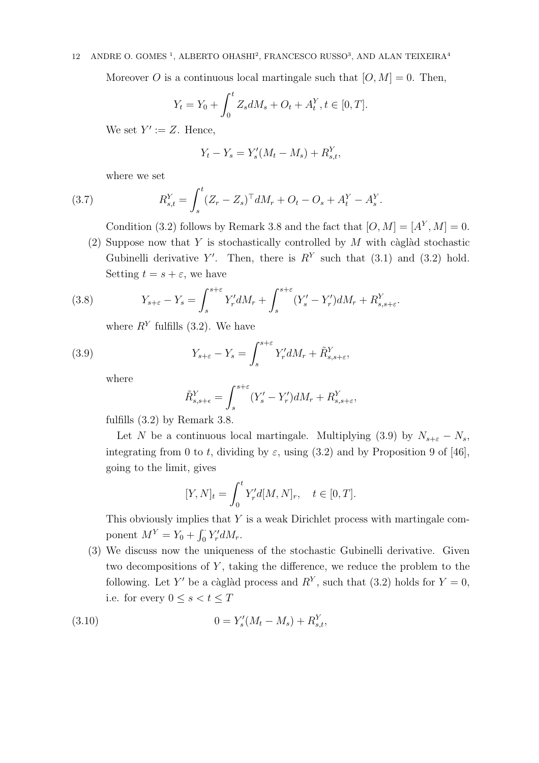Moreover $O$ is a continuous local martingale such that $[O, M] = 0$. Then,

$$Y_t = Y_0 + \int_0^t Z_s dM_s + O_t + A_t^Y, t \in [0, T].$$

We set $Y' := Z$. Hence,

$$Y_t - Y_s = Y'_s(M_t - M_s) + R^Y_{s,t},$$

where we set

$$R^Y_{s,t} = \int_s^t (Z_r - Z_s)^\top dM_r + O_t - O_s + A^Y_t - A^Y_s. \tag{3.7}$$

Condition (3.2) follows by Remark 3.8 and the fact that $[O, M] = [A^Y, M] = 0$.

(2) Suppose now that $Y$ is stochastically controlled by $M$ with càglàd stochastic Gubinelli derivative $Y'$. Then, there is $R^Y$ such that (3.1) and (3.2) hold. Setting $t = s + \varepsilon$, we have

$$Y_{s+\varepsilon} - Y_s = \int_s^{s+\varepsilon} Y'_r dM_r + \int_s^{s+\varepsilon} (Y'_s - Y'_r) dM_r + R^Y_{s,s+\varepsilon}. \tag{3.8}$$

where $R^Y$ fulfills (3.2). We have

$$Y_{s+\varepsilon} - Y_s = \int_s^{s+\varepsilon} Y'_r dM_r + \tilde{R}^Y_{s,s+\varepsilon}, \tag{3.9}$$

where

$$\tilde{R}^Y_{s,s+\epsilon} = \int_s^{s+\varepsilon} (Y'_s - Y'_r) dM_r + R^Y_{s,s+\varepsilon},$$

fulfills (3.2) by Remark 3.8.

Let $N$ be a continuous local martingale. Multiplying (3.9) by $N_{s+\varepsilon} - N_s$, integrating from 0 to $t$, dividing by $\varepsilon$, using (3.2) and by Proposition 9 of [46], going to the limit, gives

$$[Y, N]_t = \int_0^t Y'_r d[M, N]_r, \quad t \in [0, T].$$

This obviously implies that $Y$ is a weak Dirichlet process with martingale component $M^Y = Y_0 + \int_0^\cdot Y'_r dM_r$.

(3) We discuss now the uniqueness of the stochastic Gubinelli derivative. Given two decompositions of $Y$, taking the difference, we reduce the problem to the following. Let $Y'$ be a càglàd process and $R^Y$, such that (3.2) holds for $Y = 0$, i.e. for every $0 \leq s < t \leq T$

$$0 = Y'_s(M_t - M_s) + R^Y_{s,t}, \tag{3.10}$$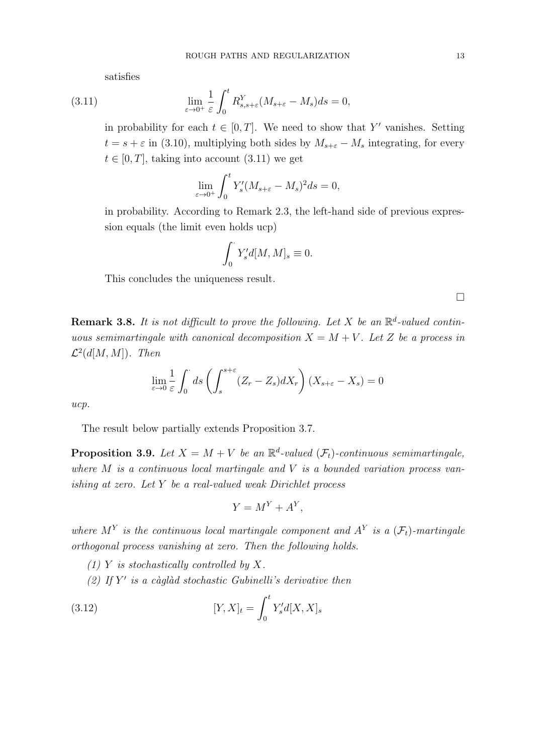satisfies

$$\lim_{\varepsilon \to 0^+} \frac{1}{\varepsilon} \int_0^t R^Y_{s,s+\varepsilon}(M_{s+\varepsilon} - M_s) ds = 0, \tag{3.11}$$

in probability for each $t \in [0, T]$. We need to show that $Y'$ vanishes. Setting $t = s + \varepsilon$ in (3.10), multiplying both sides by $M_{s+\varepsilon} - M_s$ integrating, for every $t \in [0, T]$, taking into account (3.11) we get

$$\lim_{\varepsilon \to 0^+} \int_0^t Y'_s (M_{s+\varepsilon} - M_s)^2 ds = 0,$$

in probability. According to Remark 2.3, the left-hand side of previous expression equals (the limit even holds ucp)

$$\int_0^{\cdot} Y'_s d[M, M]_s \equiv 0.$$

This concludes the uniqueness result.

□

**Remark 3.8.** *It is not difficult to prove the following. Let $X$ be an $\mathbb{R}^d$-valued continuous semimartingale with canonical decomposition $X = M + V$. Let $Z$ be a process in $\mathcal{L}^2(d[M, M])$. Then*

$$\lim_{\varepsilon \to 0} \frac{1}{\varepsilon} \int_0^{\cdot} ds \left( \int_s^{s+\varepsilon} (Z_r - Z_s) dX_r \right) (X_{s+\varepsilon} - X_s) = 0$$

*ucp.*

The result below partially extends Proposition 3.7.

**Proposition 3.9.** *Let $X = M + V$ be an $\mathbb{R}^d$-valued $(\mathcal{F}_t)$-continuous semimartingale, where $M$ is a continuous local martingale and $V$ is a bounded variation process vanishing at zero. Let $Y$ be a real-valued weak Dirichlet process*

$$Y = M^Y + A^Y,$$

*where $M^Y$ is the continuous local martingale component and $A^Y$ is a $(\mathcal{F}_t)$-martingale orthogonal process vanishing at zero. Then the following holds.*

*(1) $Y$ is stochastically controlled by $X$.*

*(2) If $Y'$ is a càglàd stochastic Gubinelli's derivative then*

$$[Y, X]_t = \int_0^t Y'_s d[X, X]_s \tag{3.12}$$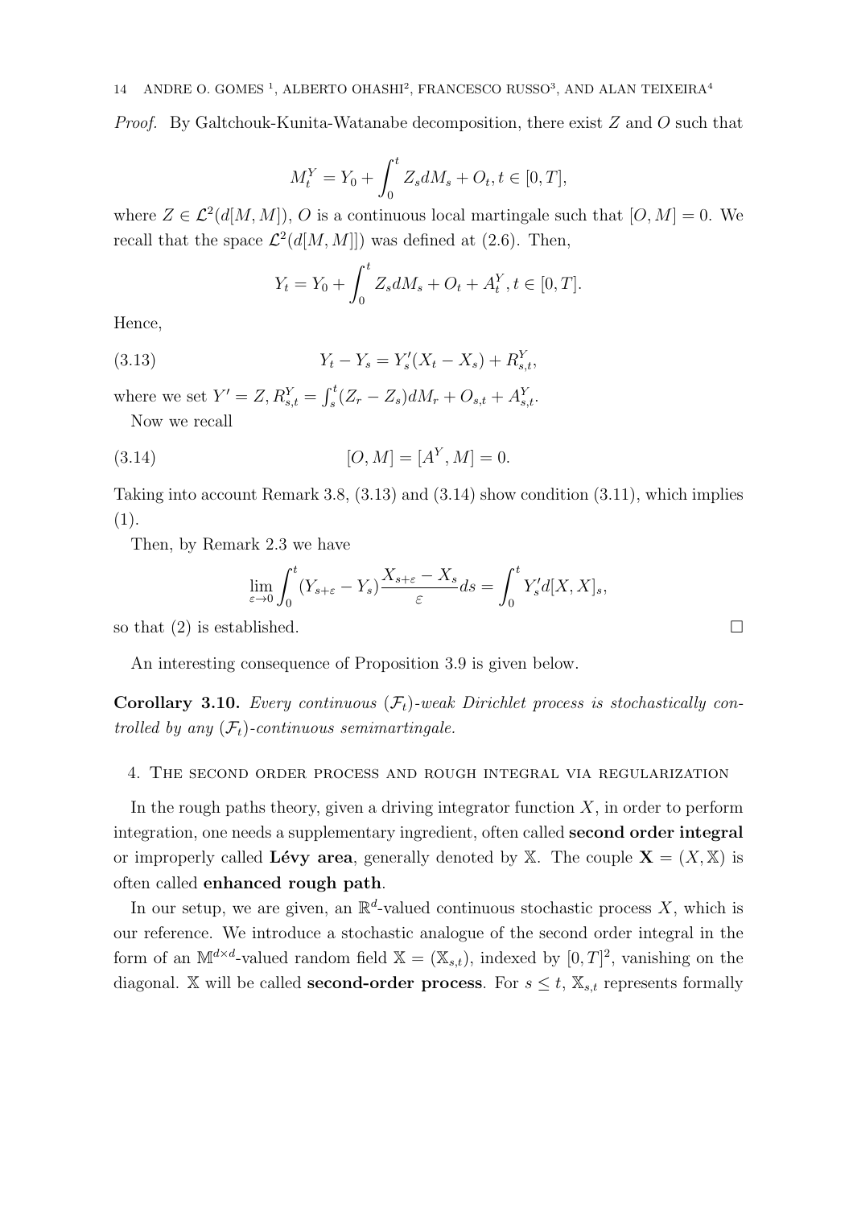*Proof.* By Galtchouk-Kunita-Watanabe decomposition, there exist $Z$ and $O$ such that

$$M_t^Y = Y_0 + \int_0^t Z_s dM_s + O_t, t \in [0, T],$$

where $Z \in \mathcal{L}^2(d[M, M])$, $O$ is a continuous local martingale such that $[O, M] = 0$. We recall that the space $\mathcal{L}^2(d[M, M]])$ was defined at (2.6). Then,

$$Y_t = Y_0 + \int_0^t Z_s dM_s + O_t + A_t^Y, t \in [0, T].$$

Hence,

$$Y_t - Y_s = Y'_s(X_t - X_s) + R_{s,t}^Y, \tag{3.13}$$

where we set $Y' = Z, R_{s,t}^Y = \int_s^t (Z_r - Z_s) dM_r + O_{s,t} + A_{s,t}^Y$.

Now we recall

$$[O, M] = [A^Y, M] = 0. \tag{3.14}$$

Taking into account Remark 3.8, (3.13) and (3.14) show condition (3.11), which implies (1).

Then, by Remark 2.3 we have

$$\lim_{\varepsilon \to 0} \int_0^t (Y_{s+\varepsilon} - Y_s) \frac{X_{s+\varepsilon} - X_s}{\varepsilon} ds = \int_0^t Y'_s d[X, X]_s,$$

so that (2) is established. □

An interesting consequence of Proposition 3.9 is given below.

**Corollary 3.10.** *Every continuous $(\mathcal{F}_t)$-weak Dirichlet process is stochastically controlled by any $(\mathcal{F}_t)$-continuous semimartingale.*

## 4. The second order process and rough integral via regularization

In the rough paths theory, given a driving integrator function $X$, in order to perform integration, one needs a supplementary ingredient, often called **second order integral** or improperly called **Lévy area**, generally denoted by $\mathbb{X}$. The couple $\mathbf{X} = (X, \mathbb{X})$ is often called **enhanced rough path**.

In our setup, we are given, an $\mathbb{R}^d$-valued continuous stochastic process $X$, which is our reference. We introduce a stochastic analogue of the second order integral in the form of an $\mathbb{M}^{d \times d}$-valued random field $\mathbb{X} = (\mathbb{X}_{s,t})$, indexed by $[0, T]^2$, vanishing on the diagonal. $\mathbb{X}$ will be called **second-order process**. For $s \leq t$, $\mathbb{X}_{s,t}$ represents formally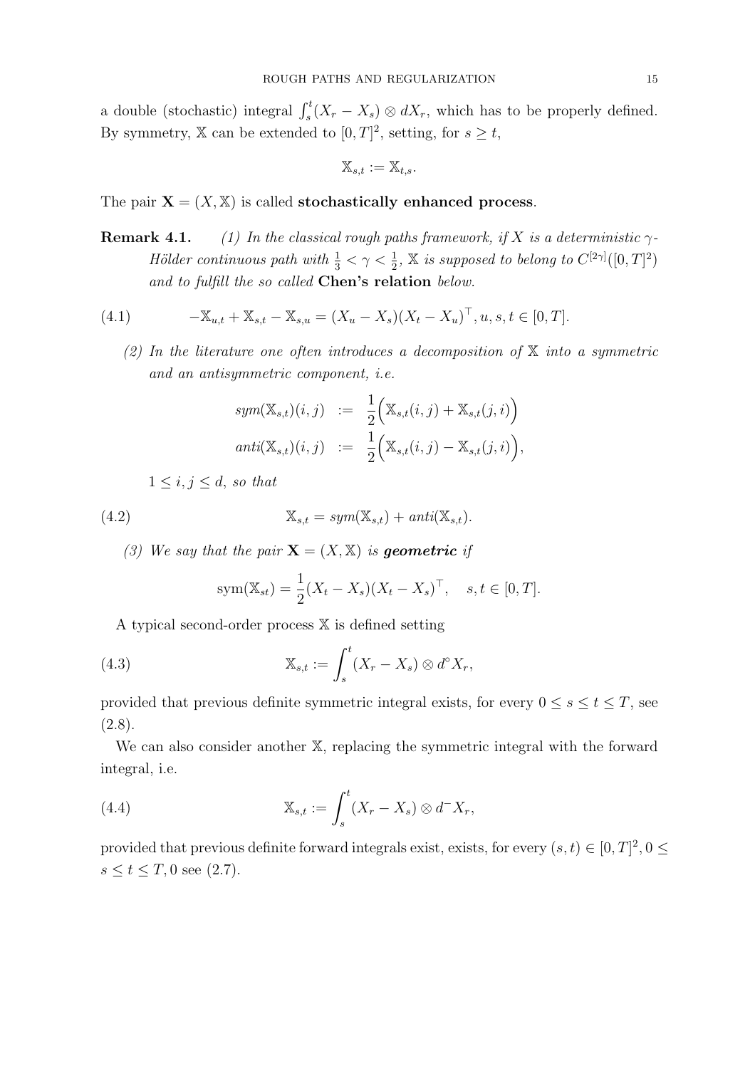a double (stochastic) integral $\int_s^t (X_r - X_s) \otimes dX_r$, which has to be properly defined. By symmetry, $\mathbb{X}$ can be extended to $[0,T]^2$, setting, for $s \geq t$,

$$\mathbb{X}_{s,t} := \mathbb{X}_{t,s}.$$

The pair $\mathbf{X} = (X, \mathbb{X})$ is called **stochastically enhanced process**.

**Remark 4.1.** *(1) In the classical rough paths framework, if $X$ is a deterministic $\gamma$-Hölder continuous path with $\frac{1}{3} < \gamma < \frac{1}{2}$, $\mathbb{X}$ is supposed to belong to $C^{[2\gamma]}([0,T]^2)$ and to fulfill the so called* **Chen's relation** *below.*

$$-\mathbb{X}_{u,t} + \mathbb{X}_{s,t} - \mathbb{X}_{s,u} = (X_u - X_s)(X_t - X_u)^\top, u, s, t \in [0,T]. \tag{4.1}$$

*(2) In the literature one often introduces a decomposition of $\mathbb{X}$ into a symmetric and an antisymmetric component, i.e.*

$$\begin{aligned} sym(\mathbb{X}_{s,t})(i,j) &:= \frac{1}{2}\Big(\mathbb{X}_{s,t}(i,j) + \mathbb{X}_{s,t}(j,i)\Big) \\ anti(\mathbb{X}_{s,t})(i,j) &:= \frac{1}{2}\Big(\mathbb{X}_{s,t}(i,j) - \mathbb{X}_{s,t}(j,i)\Big), \end{aligned}$$

*$1 \leq i, j \leq d$, so that*

$$\mathbb{X}_{s,t} = sym(\mathbb{X}_{s,t}) + anti(\mathbb{X}_{s,t}). \tag{4.2}$$

*(3) We say that the pair $\mathbf{X} = (X, \mathbb{X})$ is* ***geometric*** *if*

$$\mathrm{sym}(\mathbb{X}_{st}) = \frac{1}{2}(X_t - X_s)(X_t - X_s)^\top, \quad s, t \in [0,T].$$

A typical second-order process $\mathbb{X}$ is defined setting

$$\mathbb{X}_{s,t} := \int_s^t (X_r - X_s) \otimes d^\circ X_r, \tag{4.3}$$

provided that previous definite symmetric integral exists, for every $0 \leq s \leq t \leq T$, see (2.8).

We can also consider another $\mathbb{X}$, replacing the symmetric integral with the forward integral, i.e.

$$\mathbb{X}_{s,t} := \int_s^t (X_r - X_s) \otimes d^- X_r, \tag{4.4}$$

provided that previous definite forward integrals exist, exists, for every $(s,t) \in [0,T]^2, 0 \leq s \leq t \leq T, 0$ see (2.7).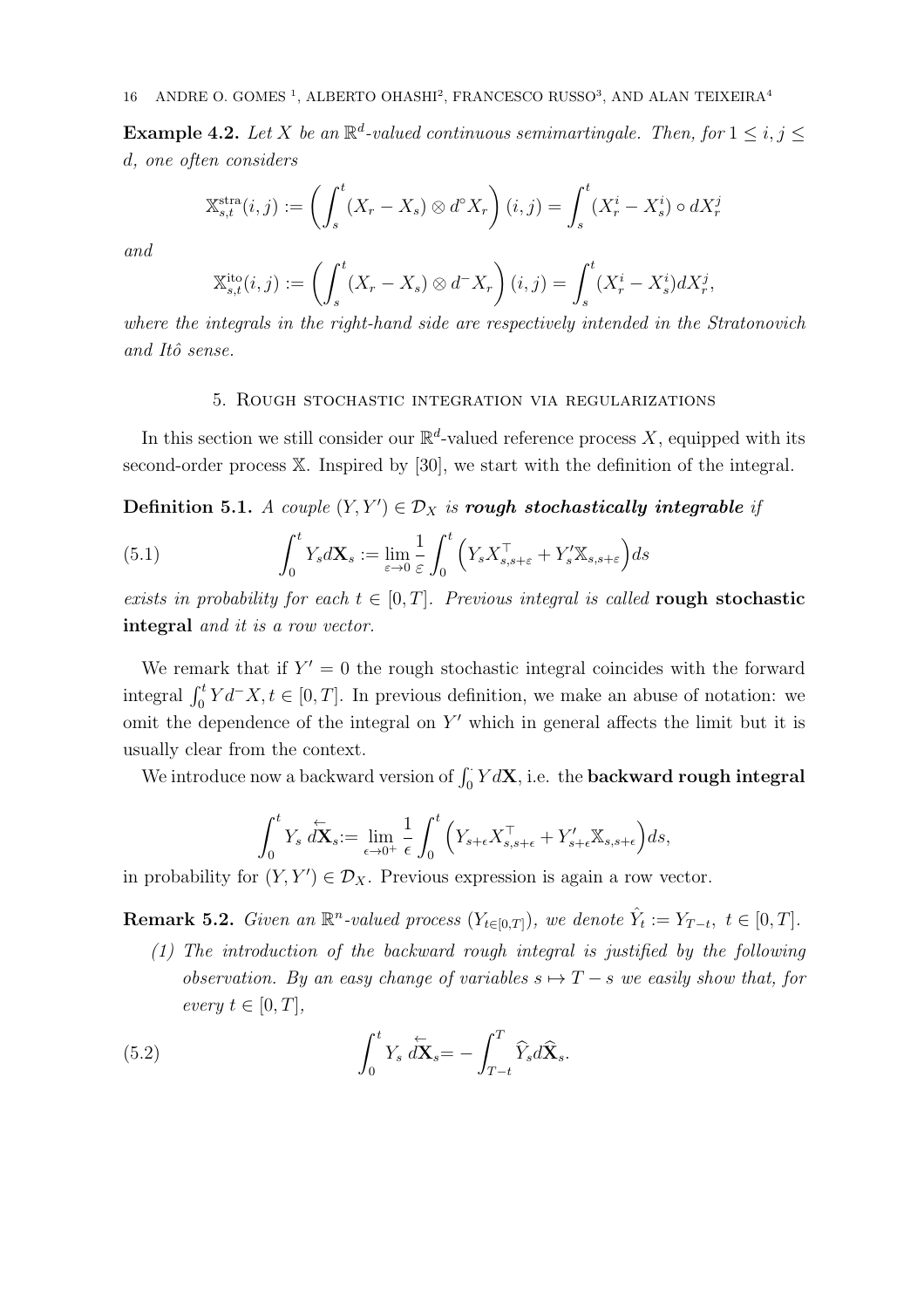**Example 4.2.** *Let $X$ be an $\mathbb{R}^d$-valued continuous semimartingale. Then, for $1 \leq i, j \leq d$, one often considers*

$$\mathbb{X}^{\text{stra}}_{s,t}(i,j) := \left( \int_s^t (X_r - X_s) \otimes d^\circ X_r \right)(i,j) = \int_s^t (X^i_r - X^i_s) \circ dX^j_r$$

*and*

$$\mathbb{X}^{\text{ito}}_{s,t}(i,j) := \left( \int_s^t (X_r - X_s) \otimes d^- X_r \right)(i,j) = \int_s^t (X^i_r - X^i_s) dX^j_r,$$

*where the integrals in the right-hand side are respectively intended in the Stratonovich and Itô sense.*

## 5. Rough stochastic integration via regularizations

In this section we still consider our $\mathbb{R}^d$-valued reference process $X$, equipped with its second-order process $\mathbb{X}$. Inspired by [30], we start with the definition of the integral.

**Definition 5.1.** *A couple $(Y, Y') \in \mathcal{D}_X$ is **rough stochastically integrable** if*

$$\int_0^t Y_s d\mathbf{X}_s := \lim_{\varepsilon \to 0} \frac{1}{\varepsilon} \int_0^t \Big( Y_s X^\top_{s,s+\varepsilon} + Y'_s \mathbb{X}_{s,s+\varepsilon} \Big) ds \tag{5.1}$$

*exists in probability for each $t \in [0,T]$. Previous integral is called* **rough stochastic integral** *and it is a row vector.*

We remark that if $Y' = 0$ the rough stochastic integral coincides with the forward integral $\int_0^t Y d^- X, t \in [0,T]$. In previous definition, we make an abuse of notation: we omit the dependence of the integral on $Y'$ which in general affects the limit but it is usually clear from the context.

We introduce now a backward version of $\int_0^\cdot Y d\mathbf{X}$, i.e. the **backward rough integral**

$$\int_0^t Y_s \, d\overleftarrow{\mathbf{X}}_s := \lim_{\epsilon \to 0^+} \frac{1}{\epsilon} \int_0^t \Big( Y_{s+\epsilon} X^\top_{s,s+\epsilon} + Y'_{s+\epsilon} \mathbb{X}_{s,s+\epsilon} \Big) ds,$$

in probability for $(Y, Y') \in \mathcal{D}_X$. Previous expression is again a row vector.

**Remark 5.2.** *Given an $\mathbb{R}^n$-valued process $(Y_{t \in [0,T]})$, we denote $\hat{Y}_t := Y_{T-t}, \ t \in [0,T]$.*

*(1) The introduction of the backward rough integral is justified by the following observation. By an easy change of variables $s \mapsto T - s$ we easily show that, for every $t \in [0,T]$,*

$$\int_0^t Y_s \, d\overleftarrow{\mathbf{X}}_s = - \int_{T-t}^T \widehat{Y}_s d\widehat{\mathbf{X}}_s. \tag{5.2}$$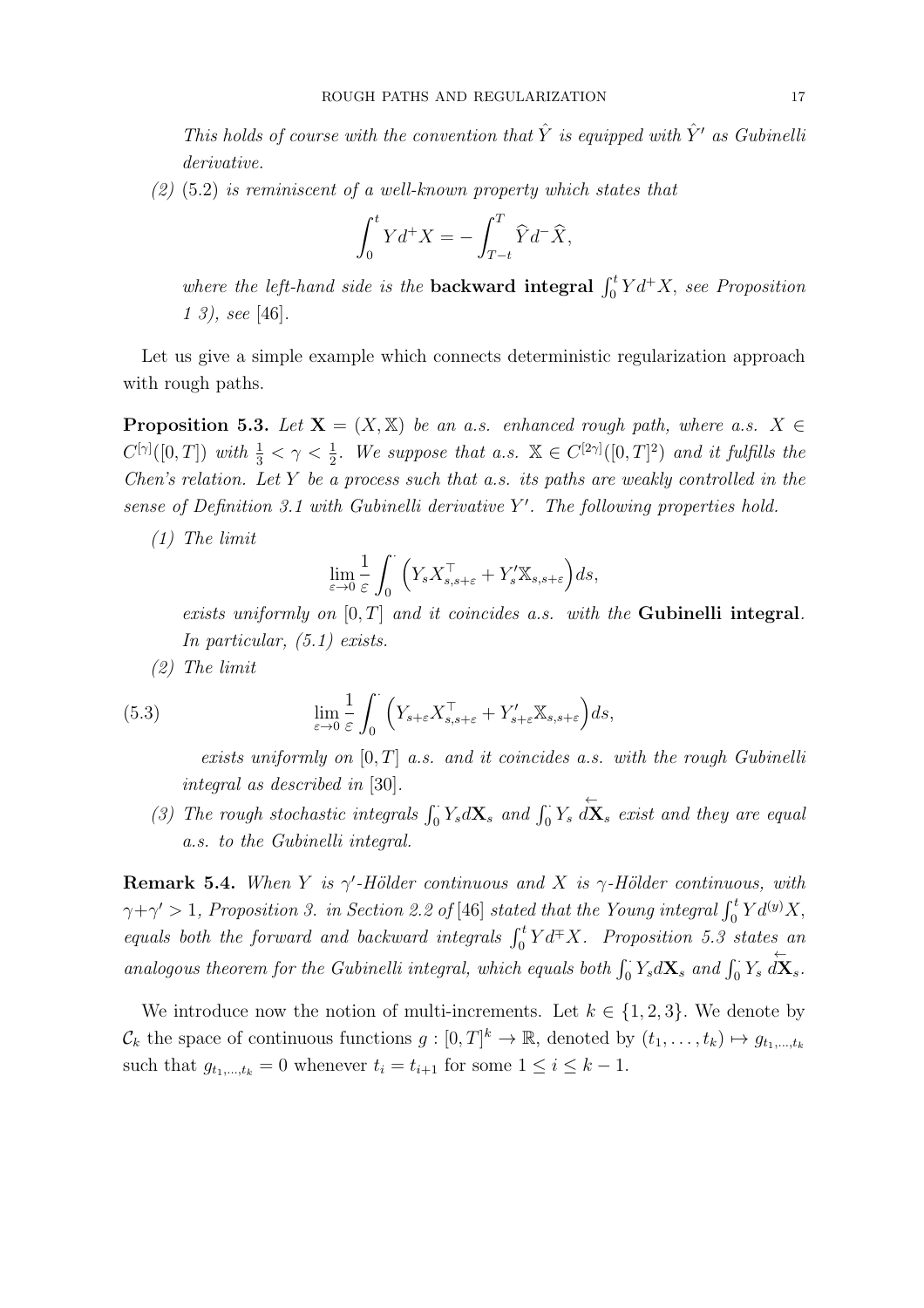*This holds of course with the convention that $\hat{Y}$ is equipped with $\hat{Y}'$ as Gubinelli derivative.*

(2) (5.2) *is reminiscent of a well-known property which states that*

$$\int_0^t Y d^+ X = -\int_{T-t}^T \widehat{Y} d^- \widehat{X},$$

*where the left-hand side is the* **backward integral** $\int_0^t Y d^+ X$*, see Proposition 1 3), see* [46].

Let us give a simple example which connects deterministic regularization approach with rough paths.

**Proposition 5.3.** *Let $\mathbf{X} = (X, \mathbb{X})$ be an a.s. enhanced rough path, where a.s. $X \in C^{[\gamma]}([0,T])$ with $\frac{1}{3} < \gamma < \frac{1}{2}$. We suppose that a.s. $\mathbb{X} \in C^{[2\gamma]}([0,T]^2)$ and it fulfills the Chen's relation. Let $Y$ be a process such that a.s. its paths are weakly controlled in the sense of Definition 3.1 with Gubinelli derivative $Y'$. The following properties hold.*

*(1) The limit*

$$\lim_{\varepsilon \to 0} \frac{1}{\varepsilon} \int_0^{\cdot} \Big( Y_s X_{s,s+\varepsilon}^\top + Y_s' \mathbb{X}_{s,s+\varepsilon} \Big) ds,$$

*exists uniformly on $[0,T]$ and it coincides a.s. with the* **Gubinelli integral***. In particular, (5.1) exists.*

*(2) The limit*

$$\lim_{\varepsilon \to 0} \frac{1}{\varepsilon} \int_0^{\cdot} \Big( Y_{s+\varepsilon} X_{s,s+\varepsilon}^\top + Y_{s+\varepsilon}' \mathbb{X}_{s,s+\varepsilon} \Big) ds, \tag{5.3}$$

*exists uniformly on $[0,T]$ a.s. and it coincides a.s. with the rough Gubinelli integral as described in* [30].

*(3) The rough stochastic integrals $\int_0^{\cdot} Y_s d\mathbf{X}_s$ and $\int_0^{\cdot} Y_s \, d\overleftarrow{\mathbf{X}}_s$ exist and they are equal a.s. to the Gubinelli integral.*

**Remark 5.4.** *When $Y$ is $\gamma'$-Hölder continuous and $X$ is $\gamma$-Hölder continuous, with $\gamma + \gamma' > 1$, Proposition 3. in Section 2.2 of* [46] *stated that the Young integral $\int_0^t Y d^{(y)} X$, equals both the forward and backward integrals $\int_0^t Y d^{\mp} X$. Proposition 5.3 states an analogous theorem for the Gubinelli integral, which equals both $\int_0^{\cdot} Y_s d\mathbf{X}_s$ and $\int_0^{\cdot} Y_s \, d\overleftarrow{\mathbf{X}}_s$.*

We introduce now the notion of multi-increments. Let $k \in \{1,2,3\}$. We denote by $\mathcal{C}_k$ the space of continuous functions $g : [0,T]^k \to \mathbb{R}$, denoted by $(t_1, \ldots, t_k) \mapsto g_{t_1,\ldots,t_k}$ such that $g_{t_1,\ldots,t_k} = 0$ whenever $t_i = t_{i+1}$ for some $1 \le i \le k-1$.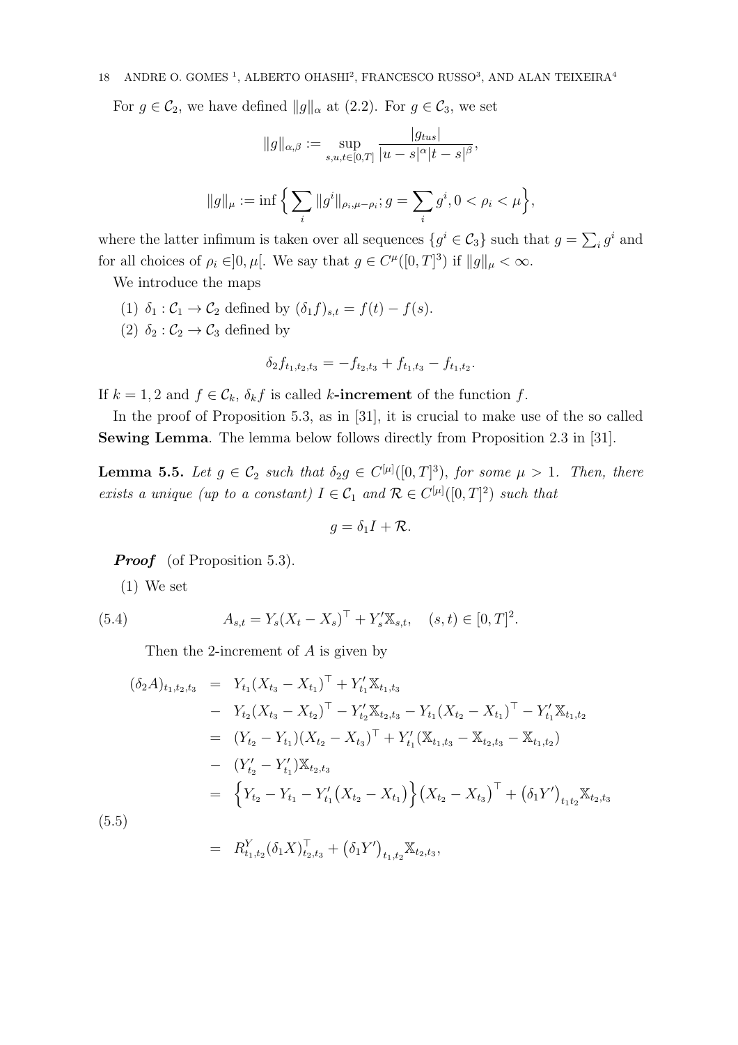For $g \in \mathcal{C}_2$, we have defined $\|g\|_\alpha$ at (2.2). For $g \in \mathcal{C}_3$, we set

$$\|g\|_{\alpha,\beta} := \sup_{s,u,t\in[0,T]} \frac{|g_{tus}|}{|u-s|^\alpha |t-s|^\beta},$$

$$\|g\|_\mu := \inf \Big\{ \sum_i \|g^i\|_{\rho_i, \mu-\rho_i}; g = \sum_i g^i, 0 < \rho_i < \mu \Big\},$$

where the latter infimum is taken over all sequences $\{g^i \in \mathcal{C}_3\}$ such that $g = \sum_i g^i$ and for all choices of $\rho_i \in ]0, \mu[$. We say that $g \in C^\mu([0,T]^3)$ if $\|g\|_\mu < \infty$.

We introduce the maps

(1) $\delta_1 : \mathcal{C}_1 \to \mathcal{C}_2$ defined by $(\delta_1 f)_{s,t} = f(t) - f(s)$.

(2) $\delta_2 : \mathcal{C}_2 \to \mathcal{C}_3$ defined by

$$\delta_2 f_{t_1,t_2,t_3} = -f_{t_2,t_3} + f_{t_1,t_3} - f_{t_1,t_2}.$$

If $k = 1, 2$ and $f \in \mathcal{C}_k$, $\delta_k f$ is called **$k$-increment** of the function $f$.

In the proof of Proposition 5.3, as in [31], it is crucial to make use of the so called **Sewing Lemma**. The lemma below follows directly from Proposition 2.3 in [31].

**Lemma 5.5.** *Let $g \in \mathcal{C}_2$ such that $\delta_2 g \in C^{[\mu]}([0,T]^3)$, for some $\mu > 1$. Then, there exists a unique (up to a constant) $I \in \mathcal{C}_1$ and $\mathcal{R} \in C^{[\mu]}([0,T]^2)$ such that*

$$g = \delta_1 I + \mathcal{R}.$$

***Proof*** (of Proposition 5.3).

(1) We set

$$A_{s,t} = Y_s (X_t - X_s)^\top + Y'_s \mathbb{X}_{s,t}, \quad (s,t) \in [0,T]^2. \tag{5.4}$$

Then the 2-increment of $A$ is given by

$$\begin{aligned}
(\delta_2 A)_{t_1,t_2,t_3} &= Y_{t_1}(X_{t_3} - X_{t_1})^\top + Y'_{t_1}\mathbb{X}_{t_1,t_3} \\
&- Y_{t_2}(X_{t_3} - X_{t_2})^\top - Y'_{t_2}\mathbb{X}_{t_2,t_3} - Y_{t_1}(X_{t_2} - X_{t_1})^\top - Y'_{t_1}\mathbb{X}_{t_1,t_2} \\
&= (Y_{t_2} - Y_{t_1})(X_{t_2} - X_{t_3})^\top + Y'_{t_1}(\mathbb{X}_{t_1,t_3} - \mathbb{X}_{t_2,t_3} - \mathbb{X}_{t_1,t_2}) \\
&- (Y'_{t_2} - Y'_{t_1})\mathbb{X}_{t_2,t_3} \\
&= \Big\{ Y_{t_2} - Y_{t_1} - Y'_{t_1}\big(X_{t_2} - X_{t_1}\big) \Big\} \big(X_{t_2} - X_{t_3}\big)^\top + \big(\delta_1 Y'\big)_{t_1 t_2} \mathbb{X}_{t_2,t_3} \\
&= R^Y_{t_1,t_2} (\delta_1 X)^\top_{t_2,t_3} + \big(\delta_1 Y'\big)_{t_1,t_2} \mathbb{X}_{t_2,t_3},
\end{aligned} \tag{5.5}$$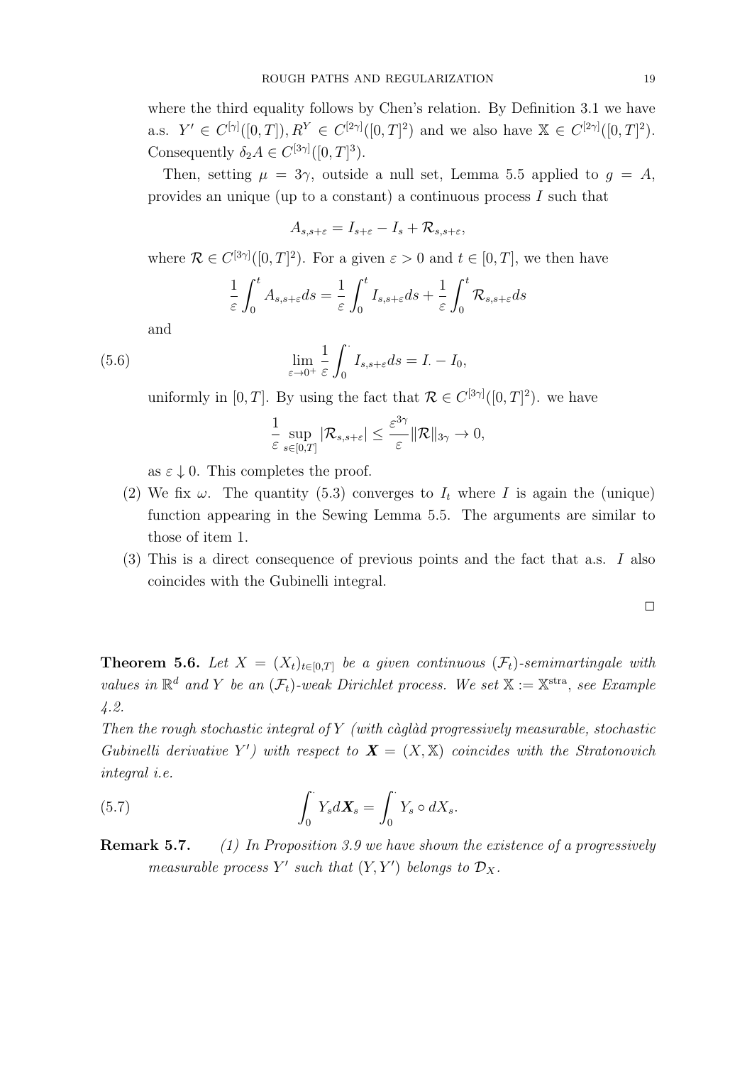where the third equality follows by Chen's relation. By Definition 3.1 we have a.s. $Y' \in C^{[\gamma]}([0,T]), R^Y \in C^{[2\gamma]}([0,T]^2)$ and we also have $\mathbb{X} \in C^{[2\gamma]}([0,T]^2)$. Consequently $\delta_2 A \in C^{[3\gamma]}([0,T]^3)$.

Then, setting $\mu = 3\gamma$, outside a null set, Lemma 5.5 applied to $g = A$, provides an unique (up to a constant) a continuous process $I$ such that

$$A_{s,s+\varepsilon} = I_{s+\varepsilon} - I_s + \mathcal{R}_{s,s+\varepsilon},$$

where $\mathcal{R} \in C^{[3\gamma]}([0,T]^2)$. For a given $\varepsilon > 0$ and $t \in [0,T]$, we then have

$$\frac{1}{\varepsilon}\int_0^t A_{s,s+\varepsilon} ds = \frac{1}{\varepsilon}\int_0^t I_{s,s+\varepsilon} ds + \frac{1}{\varepsilon}\int_0^t \mathcal{R}_{s,s+\varepsilon} ds$$

and

$$\lim_{\varepsilon \to 0^+} \frac{1}{\varepsilon}\int_0^{\cdot} I_{s,s+\varepsilon} ds = I_{\cdot} - I_0, \tag{5.6}$$

uniformly in $[0,T]$. By using the fact that $\mathcal{R} \in C^{[3\gamma]}([0,T]^2)$. we have

$$\frac{1}{\varepsilon}\sup_{s\in[0,T]} |\mathcal{R}_{s,s+\varepsilon}| \le \frac{\varepsilon^{3\gamma}}{\varepsilon}\|\mathcal{R}\|_{3\gamma} \to 0,$$

as $\varepsilon \downarrow 0$. This completes the proof.

(2) We fix $\omega$. The quantity (5.3) converges to $I_t$ where $I$ is again the (unique) function appearing in the Sewing Lemma 5.5. The arguments are similar to those of item 1.

(3) This is a direct consequence of previous points and the fact that a.s. $I$ also coincides with the Gubinelli integral.

□

**Theorem 5.6.** *Let $X = (X_t)_{t\in[0,T]}$ be a given continuous $(\mathcal{F}_t)$-semimartingale with values in $\mathbb{R}^d$ and $Y$ be an $(\mathcal{F}_t)$-weak Dirichlet process. We set $\mathbb{X} := \mathbb{X}^{\text{stra}}$, see Example 4.2.*
*Then the rough stochastic integral of $Y$ (with càglàd progressively measurable, stochastic Gubinelli derivative $Y'$) with respect to $\boldsymbol{X} = (X, \mathbb{X})$ coincides with the Stratonovich integral i.e.*

$$\int_0^{\cdot} Y_s d\boldsymbol{X}_s = \int_0^{\cdot} Y_s \circ dX_s. \tag{5.7}$$

**Remark 5.7.** *(1) In Proposition 3.9 we have shown the existence of a progressively measurable process $Y'$ such that $(Y, Y')$ belongs to $\mathcal{D}_X$.*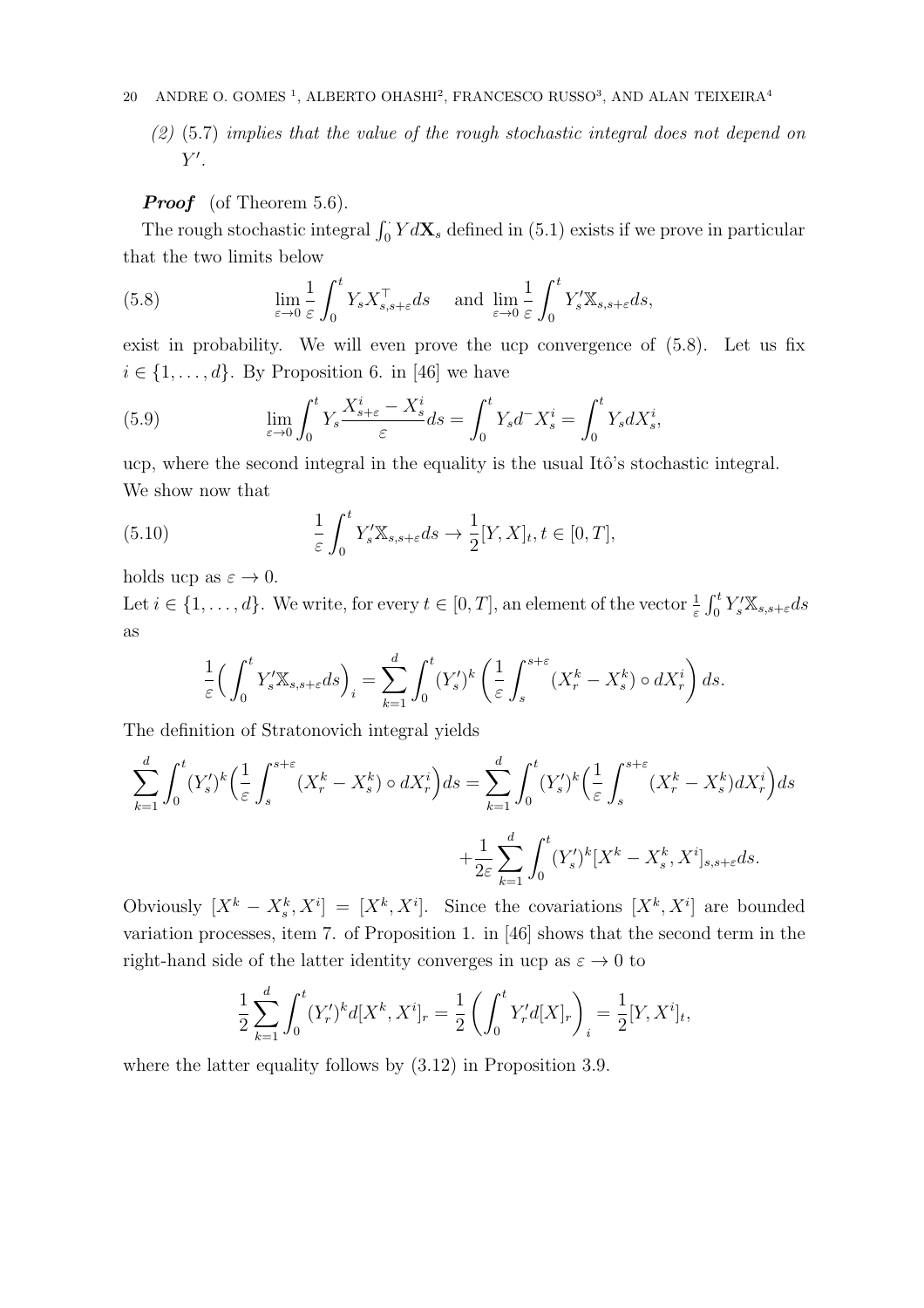*(2)* (5.7) *implies that the value of the rough stochastic integral does not depend on* $Y'$.

***Proof*** (of Theorem 5.6).

The rough stochastic integral $\int_0^\cdot Y d\mathbf{X}_s$ defined in (5.1) exists if we prove in particular that the two limits below

$$\lim_{\varepsilon\to 0}\frac{1}{\varepsilon}\int_0^t Y_s X_{s,s+\varepsilon}^\top ds \quad \text{and} \lim_{\varepsilon\to 0}\frac{1}{\varepsilon}\int_0^t Y'_s \mathbb{X}_{s,s+\varepsilon} ds, \tag{5.8}$$

exist in probability. We will even prove the ucp convergence of (5.8). Let us fix $i \in \{1,\dots,d\}$. By Proposition 6. in [46] we have

$$\lim_{\varepsilon\to 0}\int_0^t Y_s \frac{X^i_{s+\varepsilon}-X^i_s}{\varepsilon}ds = \int_0^t Y_s d^- X^i_s = \int_0^t Y_s dX^i_s, \tag{5.9}$$

ucp, where the second integral in the equality is the usual Itô's stochastic integral. We show now that

$$\frac{1}{\varepsilon}\int_0^t Y'_s \mathbb{X}_{s,s+\varepsilon} ds \to \frac{1}{2}[Y,X]_t, t\in[0,T], \tag{5.10}$$

holds ucp as $\varepsilon\to 0$.

Let $i \in \{1,\dots,d\}$. We write, for every $t\in[0,T]$, an element of the vector $\frac{1}{\varepsilon}\int_0^t Y'_s \mathbb{X}_{s,s+\varepsilon}ds$ as

$$\frac{1}{\varepsilon}\Big(\int_0^t Y'_s \mathbb{X}_{s,s+\varepsilon}ds\Big)_i = \sum_{k=1}^d \int_0^t (Y'_s)^k \left(\frac{1}{\varepsilon}\int_s^{s+\varepsilon}(X^k_r - X^k_s)\circ dX^i_r\right)ds.$$

The definition of Stratonovich integral yields

$$\sum_{k=1}^d \int_0^t (Y'_s)^k \Big(\frac{1}{\varepsilon}\int_s^{s+\varepsilon}(X^k_r - X^k_s)\circ dX^i_r\Big)ds = \sum_{k=1}^d \int_0^t (Y'_s)^k \Big(\frac{1}{\varepsilon}\int_s^{s+\varepsilon}(X^k_r - X^k_s) dX^i_r\Big)ds$$

$$+\frac{1}{2\varepsilon}\sum_{k=1}^d \int_0^t (Y'_s)^k [X^k - X^k_s, X^i]_{s,s+\varepsilon} ds.$$

Obviously $[X^k - X^k_s, X^i] = [X^k, X^i]$. Since the covariations $[X^k, X^i]$ are bounded variation processes, item 7. of Proposition 1. in [46] shows that the second term in the right-hand side of the latter identity converges in ucp as $\varepsilon\to 0$ to

$$\frac{1}{2}\sum_{k=1}^d \int_0^t (Y'_r)^k d[X^k, X^i]_r = \frac{1}{2}\left(\int_0^t Y'_r d[X]_r\right)_i = \frac{1}{2}[Y, X^i]_t,$$

where the latter equality follows by (3.12) in Proposition 3.9.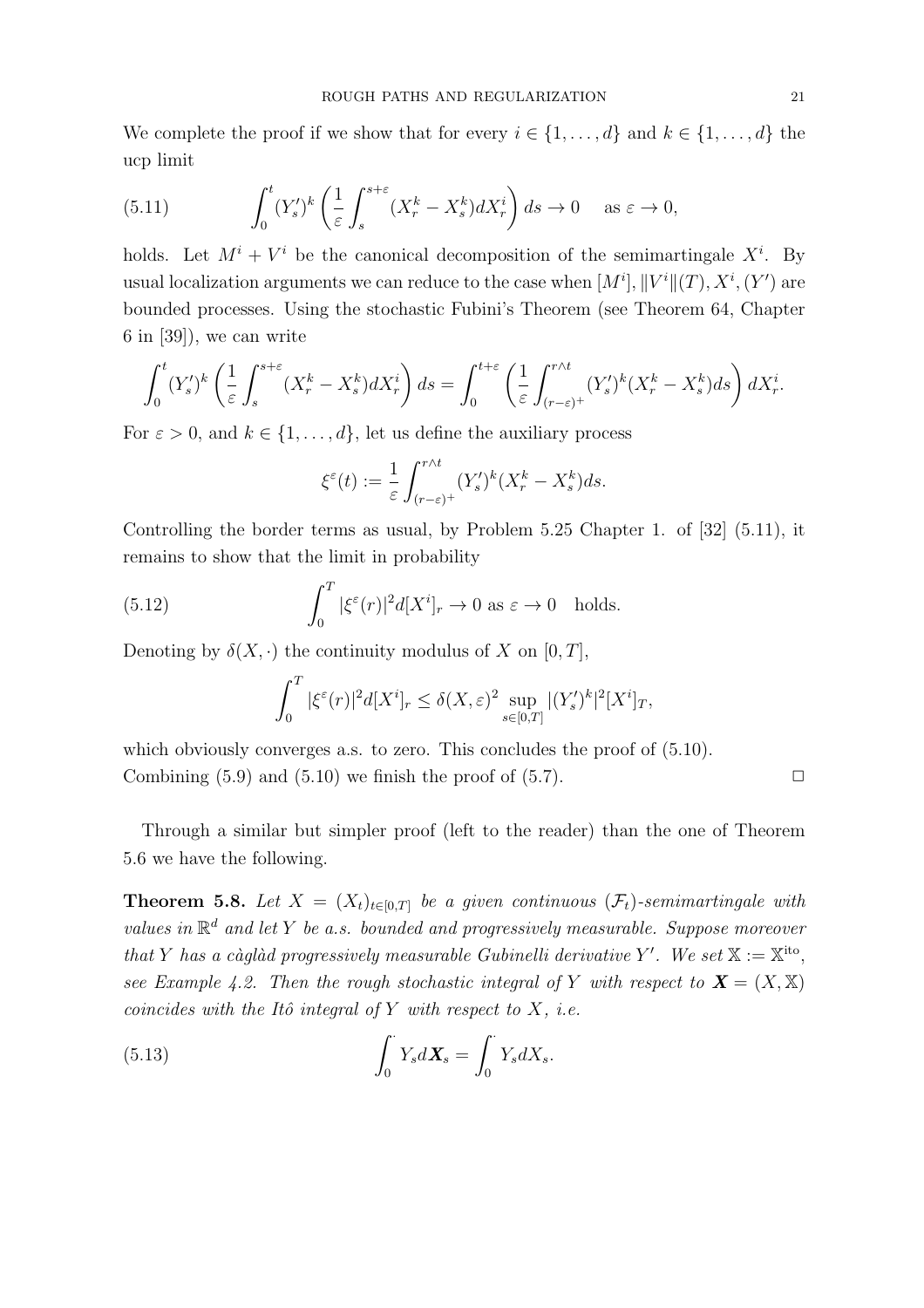We complete the proof if we show that for every $i \in \{1, \ldots, d\}$ and $k \in \{1, \ldots, d\}$ the ucp limit

$$\int_0^t (Y_s')^k \left( \frac{1}{\varepsilon} \int_s^{s+\varepsilon} (X_r^k - X_s^k) dX_r^i \right) ds \to 0 \quad \text{as } \varepsilon \to 0, \tag{5.11}$$

holds. Let $M^i + V^i$ be the canonical decomposition of the semimartingale $X^i$. By usual localization arguments we can reduce to the case when $[M^i], \|V^i\|(T), X^i, (Y')$ are bounded processes. Using the stochastic Fubini's Theorem (see Theorem 64, Chapter 6 in [39]), we can write

$$\int_0^t (Y_s')^k \left( \frac{1}{\varepsilon} \int_s^{s+\varepsilon} (X_r^k - X_s^k) dX_r^i \right) ds = \int_0^{t+\varepsilon} \left( \frac{1}{\varepsilon} \int_{(r-\varepsilon)^+}^{r \wedge t} (Y_s')^k (X_r^k - X_s^k) ds \right) dX_r^i.$$

For $\varepsilon > 0$, and $k \in \{1, \ldots, d\}$, let us define the auxiliary process

$$\xi^\varepsilon(t) := \frac{1}{\varepsilon} \int_{(r-\varepsilon)^+}^{r \wedge t} (Y_s')^k (X_r^k - X_s^k) ds.$$

Controlling the border terms as usual, by Problem 5.25 Chapter 1. of [32] (5.11), it remains to show that the limit in probability

$$\int_0^T |\xi^\varepsilon(r)|^2 d[X^i]_r \to 0 \text{ as } \varepsilon \to 0 \quad \text{holds.} \tag{5.12}$$

Denoting by $\delta(X, \cdot)$ the continuity modulus of $X$ on $[0, T]$,

$$\int_0^T |\xi^\varepsilon(r)|^2 d[X^i]_r \le \delta(X, \varepsilon)^2 \sup_{s \in [0,T]} |(Y_s')^k|^2 [X^i]_T,$$

which obviously converges a.s. to zero. This concludes the proof of (5.10).
Combining (5.9) and (5.10) we finish the proof of (5.7). □

Through a similar but simpler proof (left to the reader) than the one of Theorem 5.6 we have the following.

**Theorem 5.8.** *Let $X = (X_t)_{t \in [0,T]}$ be a given continuous $(\mathcal{F}_t)$-semimartingale with values in $\mathbb{R}^d$ and let $Y$ be a.s. bounded and progressively measurable. Suppose moreover that $Y$ has a càglàd progressively measurable Gubinelli derivative $Y'$. We set $\mathbb{X} := \mathbb{X}^{\text{ito}}$, see Example 4.2. Then the rough stochastic integral of $Y$ with respect to $\boldsymbol{X} = (X, \mathbb{X})$ coincides with the Itô integral of $Y$ with respect to $X$, i.e.*

$$\int_0^\cdot Y_s d\boldsymbol{X}_s = \int_0^\cdot Y_s dX_s. \tag{5.13}$$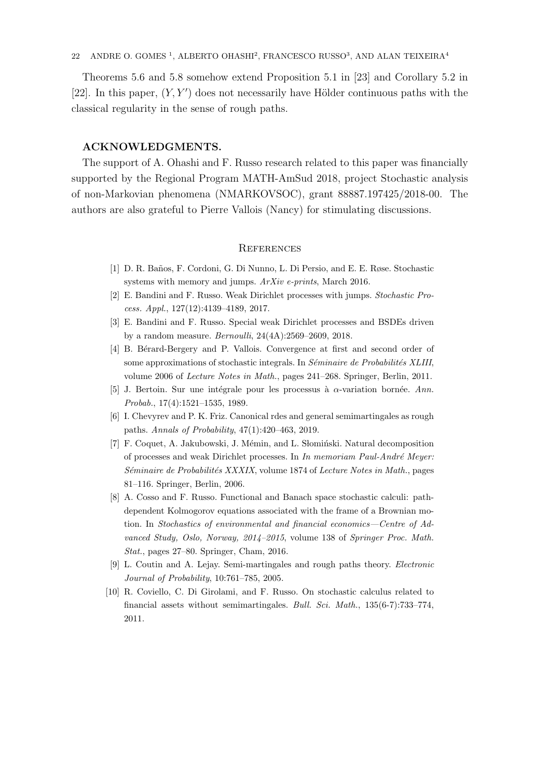Theorems 5.6 and 5.8 somehow extend Proposition 5.1 in [23] and Corollary 5.2 in [22]. In this paper, $(Y, Y')$ does not necessarily have Hölder continuous paths with the classical regularity in the sense of rough paths.

## ACKNOWLEDGMENTS.

The support of A. Ohashi and F. Russo research related to this paper was financially supported by the Regional Program MATH-AmSud 2018, project Stochastic analysis of non-Markovian phenomena (NMARKOVSOC), grant 88887.197425/2018-00. The authors are also grateful to Pierre Vallois (Nancy) for stimulating discussions.

## References

[1] D. R. Baños, F. Cordoni, G. Di Nunno, L. Di Persio, and E. E. Røse. Stochastic systems with memory and jumps. *ArXiv e-prints*, March 2016.

[2] E. Bandini and F. Russo. Weak Dirichlet processes with jumps. *Stochastic Process. Appl.*, 127(12):4139–4189, 2017.

[3] E. Bandini and F. Russo. Special weak Dirichlet processes and BSDEs driven by a random measure. *Bernoulli*, 24(4A):2569–2609, 2018.

[4] B. Bérard-Bergery and P. Vallois. Convergence at first and second order of some approximations of stochastic integrals. In *Séminaire de Probabilités XLIII*, volume 2006 of *Lecture Notes in Math.*, pages 241–268. Springer, Berlin, 2011.

[5] J. Bertoin. Sur une intégrale pour les processus à $\alpha$-variation bornée. *Ann. Probab.*, 17(4):1521–1535, 1989.

[6] I. Chevyrev and P. K. Friz. Canonical rdes and general semimartingales as rough paths. *Annals of Probability*, 47(1):420–463, 2019.

[7] F. Coquet, A. Jakubowski, J. Mémin, and L. Słomiński. Natural decomposition of processes and weak Dirichlet processes. In *In memoriam Paul-André Meyer: Séminaire de Probabilités XXXIX*, volume 1874 of *Lecture Notes in Math.*, pages 81–116. Springer, Berlin, 2006.

[8] A. Cosso and F. Russo. Functional and Banach space stochastic calculi: path-dependent Kolmogorov equations associated with the frame of a Brownian motion. In *Stochastics of environmental and financial economics—Centre of Advanced Study, Oslo, Norway, 2014–2015*, volume 138 of *Springer Proc. Math. Stat.*, pages 27–80. Springer, Cham, 2016.

[9] L. Coutin and A. Lejay. Semi-martingales and rough paths theory. *Electronic Journal of Probability*, 10:761–785, 2005.

[10] R. Coviello, C. Di Girolami, and F. Russo. On stochastic calculus related to financial assets without semimartingales. *Bull. Sci. Math.*, 135(6-7):733–774, 2011.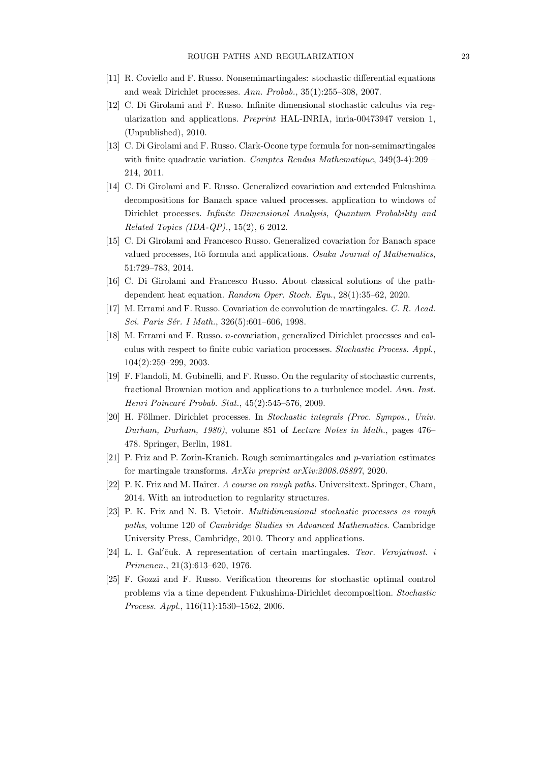[11] R. Coviello and F. Russo. Nonsemimartingales: stochastic differential equations and weak Dirichlet processes. *Ann. Probab.*, 35(1):255–308, 2007.

[12] C. Di Girolami and F. Russo. Infinite dimensional stochastic calculus via regularization and applications. *Preprint* HAL-INRIA, inria-00473947 version 1, (Unpublished), 2010.

[13] C. Di Girolami and F. Russo. Clark-Ocone type formula for non-semimartingales with finite quadratic variation. *Comptes Rendus Mathematique*, 349(3-4):209 – 214, 2011.

[14] C. Di Girolami and F. Russo. Generalized covariation and extended Fukushima decompositions for Banach space valued processes. application to windows of Dirichlet processes. *Infinite Dimensional Analysis, Quantum Probability and Related Topics (IDA-QP).*, 15(2), 6 2012.

[15] C. Di Girolami and Francesco Russo. Generalized covariation for Banach space valued processes, Itô formula and applications. *Osaka Journal of Mathematics*, 51:729–783, 2014.

[16] C. Di Girolami and Francesco Russo. About classical solutions of the path-dependent heat equation. *Random Oper. Stoch. Equ.*, 28(1):35–62, 2020.

[17] M. Errami and F. Russo. Covariation de convolution de martingales. *C. R. Acad. Sci. Paris Sér. I Math.*, 326(5):601–606, 1998.

[18] M. Errami and F. Russo. $n$-covariation, generalized Dirichlet processes and calculus with respect to finite cubic variation processes. *Stochastic Process. Appl.*, 104(2):259–299, 2003.

[19] F. Flandoli, M. Gubinelli, and F. Russo. On the regularity of stochastic currents, fractional Brownian motion and applications to a turbulence model. *Ann. Inst. Henri Poincaré Probab. Stat.*, 45(2):545–576, 2009.

[20] H. Föllmer. Dirichlet processes. In *Stochastic integrals (Proc. Sympos., Univ. Durham, Durham, 1980)*, volume 851 of *Lecture Notes in Math.*, pages 476–478. Springer, Berlin, 1981.

[21] P. Friz and P. Zorin-Kranich. Rough semimartingales and $p$-variation estimates for martingale transforms. *ArXiv preprint arXiv:2008.08897*, 2020.

[22] P. K. Friz and M. Hairer. *A course on rough paths*. Universitext. Springer, Cham, 2014. With an introduction to regularity structures.

[23] P. K. Friz and N. B. Victoir. *Multidimensional stochastic processes as rough paths*, volume 120 of *Cambridge Studies in Advanced Mathematics*. Cambridge University Press, Cambridge, 2010. Theory and applications.

[24] L. I. Gal′čuk. A representation of certain martingales. *Teor. Verojatnost. i Primenen.*, 21(3):613–620, 1976.

[25] F. Gozzi and F. Russo. Verification theorems for stochastic optimal control problems via a time dependent Fukushima-Dirichlet decomposition. *Stochastic Process. Appl.*, 116(11):1530–1562, 2006.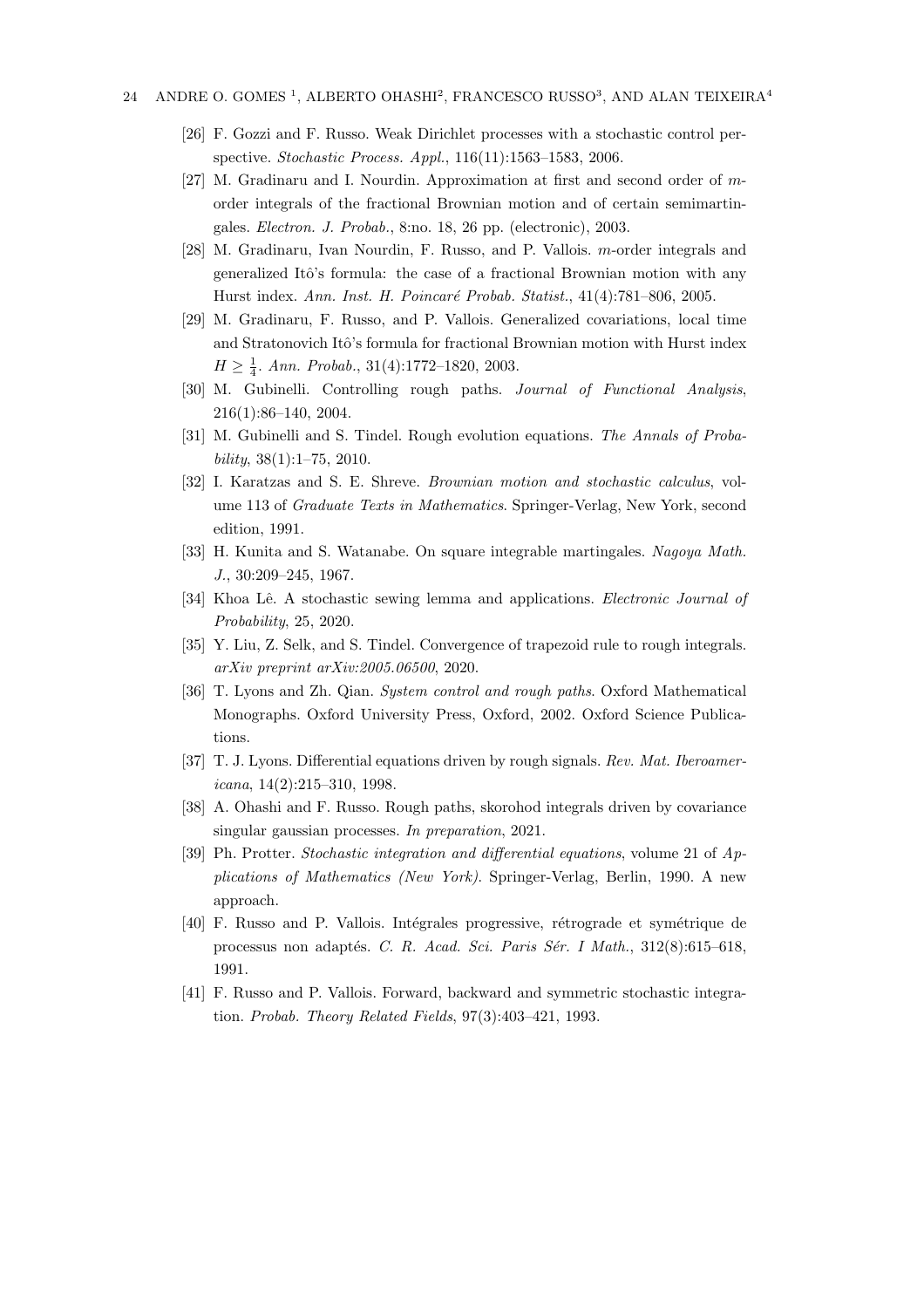[26] F. Gozzi and F. Russo. Weak Dirichlet processes with a stochastic control perspective. *Stochastic Process. Appl.*, 116(11):1563–1583, 2006.

[27] M. Gradinaru and I. Nourdin. Approximation at first and second order of $m$-order integrals of the fractional Brownian motion and of certain semimartingales. *Electron. J. Probab.*, 8:no. 18, 26 pp. (electronic), 2003.

[28] M. Gradinaru, Ivan Nourdin, F. Russo, and P. Vallois. $m$-order integrals and generalized Itô's formula: the case of a fractional Brownian motion with any Hurst index. *Ann. Inst. H. Poincaré Probab. Statist.*, 41(4):781–806, 2005.

[29] M. Gradinaru, F. Russo, and P. Vallois. Generalized covariations, local time and Stratonovich Itô's formula for fractional Brownian motion with Hurst index $H \geq \frac{1}{4}$. *Ann. Probab.*, 31(4):1772–1820, 2003.

[30] M. Gubinelli. Controlling rough paths. *Journal of Functional Analysis*, 216(1):86–140, 2004.

[31] M. Gubinelli and S. Tindel. Rough evolution equations. *The Annals of Probability*, 38(1):1–75, 2010.

[32] I. Karatzas and S. E. Shreve. *Brownian motion and stochastic calculus*, volume 113 of *Graduate Texts in Mathematics*. Springer-Verlag, New York, second edition, 1991.

[33] H. Kunita and S. Watanabe. On square integrable martingales. *Nagoya Math. J.*, 30:209–245, 1967.

[34] Khoa Lê. A stochastic sewing lemma and applications. *Electronic Journal of Probability*, 25, 2020.

[35] Y. Liu, Z. Selk, and S. Tindel. Convergence of trapezoid rule to rough integrals. *arXiv preprint arXiv:2005.06500*, 2020.

[36] T. Lyons and Zh. Qian. *System control and rough paths*. Oxford Mathematical Monographs. Oxford University Press, Oxford, 2002. Oxford Science Publications.

[37] T. J. Lyons. Differential equations driven by rough signals. *Rev. Mat. Iberoamericana*, 14(2):215–310, 1998.

[38] A. Ohashi and F. Russo. Rough paths, skorohod integrals driven by covariance singular gaussian processes. *In preparation*, 2021.

[39] Ph. Protter. *Stochastic integration and differential equations*, volume 21 of *Applications of Mathematics (New York)*. Springer-Verlag, Berlin, 1990. A new approach.

[40] F. Russo and P. Vallois. Intégrales progressive, rétrograde et symétrique de processus non adaptés. *C. R. Acad. Sci. Paris Sér. I Math.*, 312(8):615–618, 1991.

[41] F. Russo and P. Vallois. Forward, backward and symmetric stochastic integration. *Probab. Theory Related Fields*, 97(3):403–421, 1993.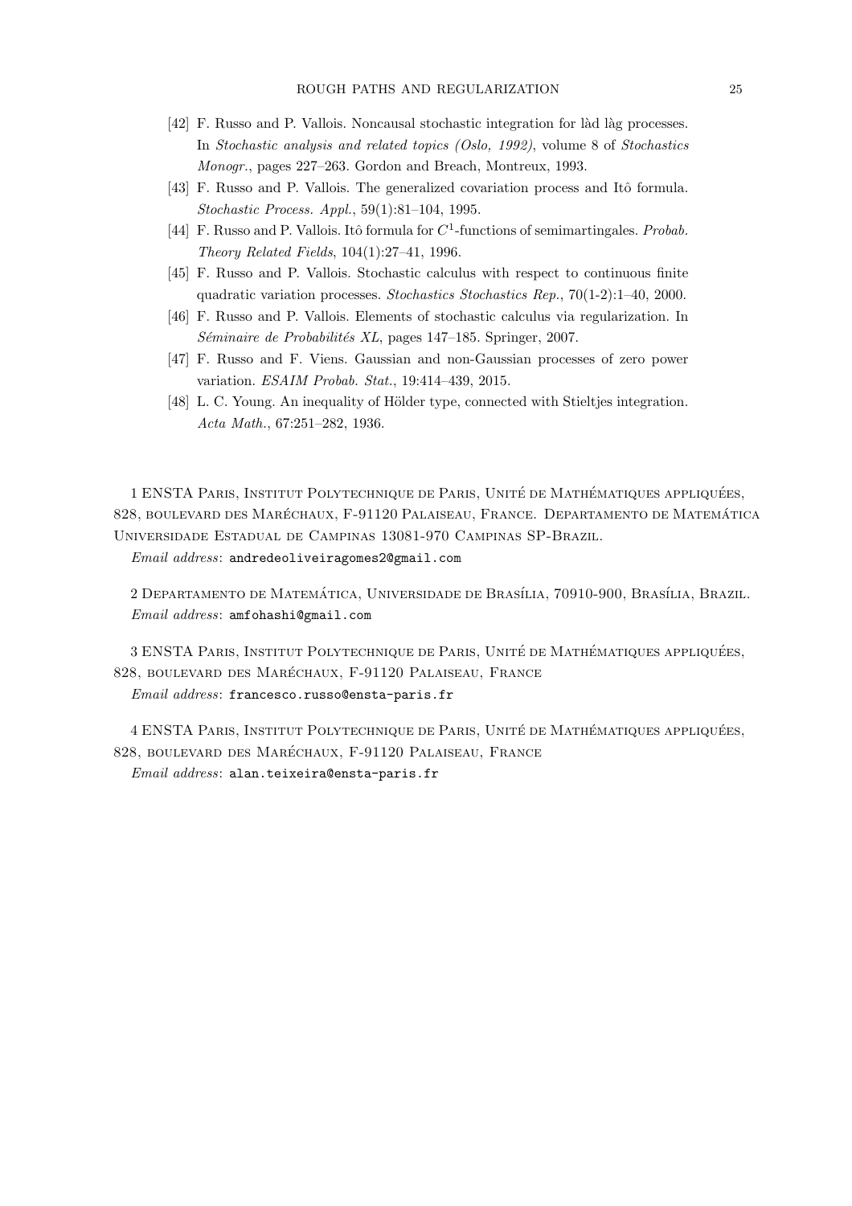[42] F. Russo and P. Vallois. Noncausal stochastic integration for làd làg processes. In *Stochastic analysis and related topics (Oslo, 1992)*, volume 8 of *Stochastics Monogr.*, pages 227–263. Gordon and Breach, Montreux, 1993.

[43] F. Russo and P. Vallois. The generalized covariation process and Itô formula. *Stochastic Process. Appl.*, 59(1):81–104, 1995.

[44] F. Russo and P. Vallois. Itô formula for $C^1$-functions of semimartingales. *Probab. Theory Related Fields*, 104(1):27–41, 1996.

[45] F. Russo and P. Vallois. Stochastic calculus with respect to continuous finite quadratic variation processes. *Stochastics Stochastics Rep.*, 70(1-2):1–40, 2000.

[46] F. Russo and P. Vallois. Elements of stochastic calculus via regularization. In *Séminaire de Probabilités XL*, pages 147–185. Springer, 2007.

[47] F. Russo and F. Viens. Gaussian and non-Gaussian processes of zero power variation. *ESAIM Probab. Stat.*, 19:414–439, 2015.

[48] L. C. Young. An inequality of Hölder type, connected with Stieltjes integration. *Acta Math.*, 67:251–282, 1936.

1 ENSTA Paris, Institut Polytechnique de Paris, Unité de Mathématiques appliquées, 828, boulevard des Maréchaux, F-91120 Palaiseau, France. Departamento de Matemática Universidade Estadual de Campinas 13081-970 Campinas SP-Brazil.

*Email address*: andredeoliveiragomes2@gmail.com

2 Departamento de Matemática, Universidade de Brasília, 70910-900, Brasília, Brazil.

*Email address*: amfohashi@gmail.com

3 ENSTA Paris, Institut Polytechnique de Paris, Unité de Mathématiques appliquées, 828, boulevard des Maréchaux, F-91120 Palaiseau, France

*Email address*: francesco.russo@ensta-paris.fr

4 ENSTA Paris, Institut Polytechnique de Paris, Unité de Mathématiques appliquées, 828, boulevard des Maréchaux, F-91120 Palaiseau, France

*Email address*: alan.teixeira@ensta-paris.fr